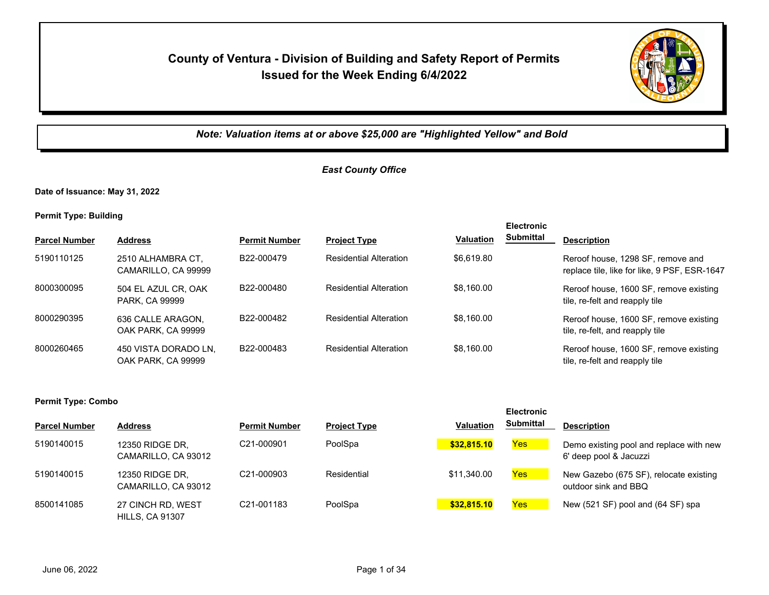# County of Ventura - Division of Building and Safety Report of Permits Issued for the Week Ending 6/4/2022

***Note: Valuation items at or above $25,000 are "Highlighted Yellow" and Bold***

## *East County Office*

**Date of Issuance: May 31, 2022**

**Permit Type: Building**

| Parcel Number | Address | Permit Number | Project Type | Valuation | Electronic Submittal | Description |
|---|---|---|---|---|---|---|
| 5190110125 | 2510 ALHAMBRA CT, CAMARILLO, CA 99999 | B22-000479 | Residential Alteration | $6,619.80 | | Reroof house, 1298 SF, remove and replace tile, like for like, 9 PSF, ESR-1647 |
| 8000300095 | 504 EL AZUL CR, OAK PARK, CA 99999 | B22-000480 | Residential Alteration | $8,160.00 | | Reroof house, 1600 SF, remove existing tile, re-felt and reapply tile |
| 8000290395 | 636 CALLE ARAGON, OAK PARK, CA 99999 | B22-000482 | Residential Alteration | $8,160.00 | | Reroof house, 1600 SF, remove existing tile, re-felt, and reapply tile |
| 8000260465 | 450 VISTA DORADO LN, OAK PARK, CA 99999 | B22-000483 | Residential Alteration | $8,160.00 | | Reroof house, 1600 SF, remove existing tile, re-felt and reapply tile |

**Permit Type: Combo**

| Parcel Number | Address | Permit Number | Project Type | Valuation | Electronic Submittal | Description |
|---|---|---|---|---|---|---|
| 5190140015 | 12350 RIDGE DR, CAMARILLO, CA 93012 | C21-000901 | PoolSpa | **$32,815.10** | Yes | Demo existing pool and replace with new 6' deep pool & Jacuzzi |
| 5190140015 | 12350 RIDGE DR, CAMARILLO, CA 93012 | C21-000903 | Residential | $11,340.00 | Yes | New Gazebo (675 SF), relocate existing outdoor sink and BBQ |
| 8500141085 | 27 CINCH RD, WEST HILLS, CA 91307 | C21-001183 | PoolSpa | **$32,815.10** | Yes | New (521 SF) pool and (64 SF) spa |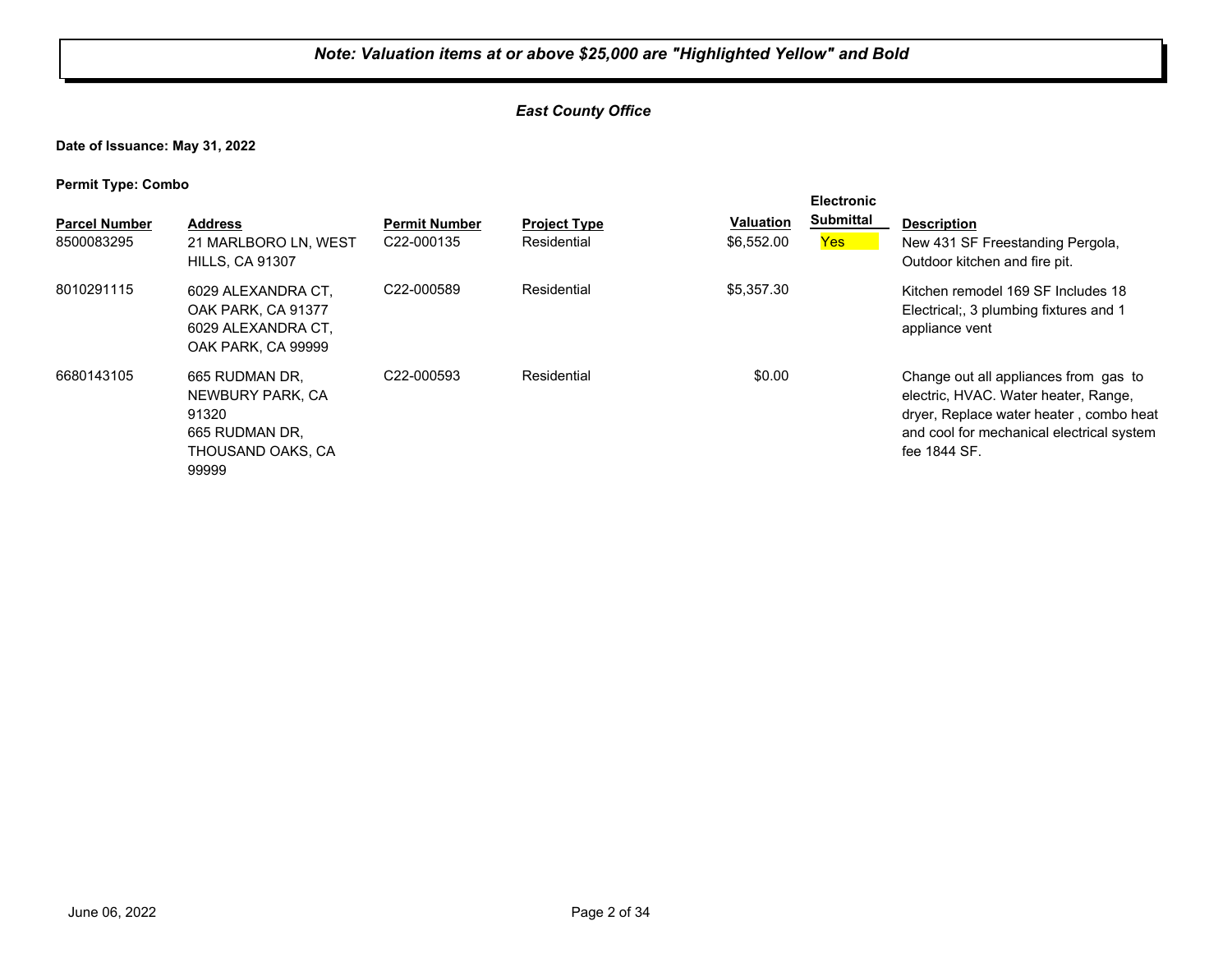***Note: Valuation items at or above $25,000 are "Highlighted Yellow" and Bold***

***East County Office***

**Date of Issuance: May 31, 2022**

**Permit Type: Combo**

| Parcel Number | Address | Permit Number | Project Type | Valuation | Electronic Submittal | Description |
|---|---|---|---|---|---|---|
| 8500083295 | 21 MARLBORO LN, WEST HILLS, CA 91307 | C22-000135 | Residential | $6,552.00 | Yes | New 431 SF Freestanding Pergola, Outdoor kitchen and fire pit. |
| 8010291115 | 6029 ALEXANDRA CT, OAK PARK, CA 91377 6029 ALEXANDRA CT, OAK PARK, CA 99999 | C22-000589 | Residential | $5,357.30 | | Kitchen remodel 169 SF Includes 18 Electrical;, 3 plumbing fixtures and 1 appliance vent |
| 6680143105 | 665 RUDMAN DR, NEWBURY PARK, CA 91320 665 RUDMAN DR, THOUSAND OAKS, CA 99999 | C22-000593 | Residential | $0.00 | | Change out all appliances from gas to electric, HVAC. Water heater, Range, dryer, Replace water heater , combo heat and cool for mechanical electrical system fee 1844 SF. |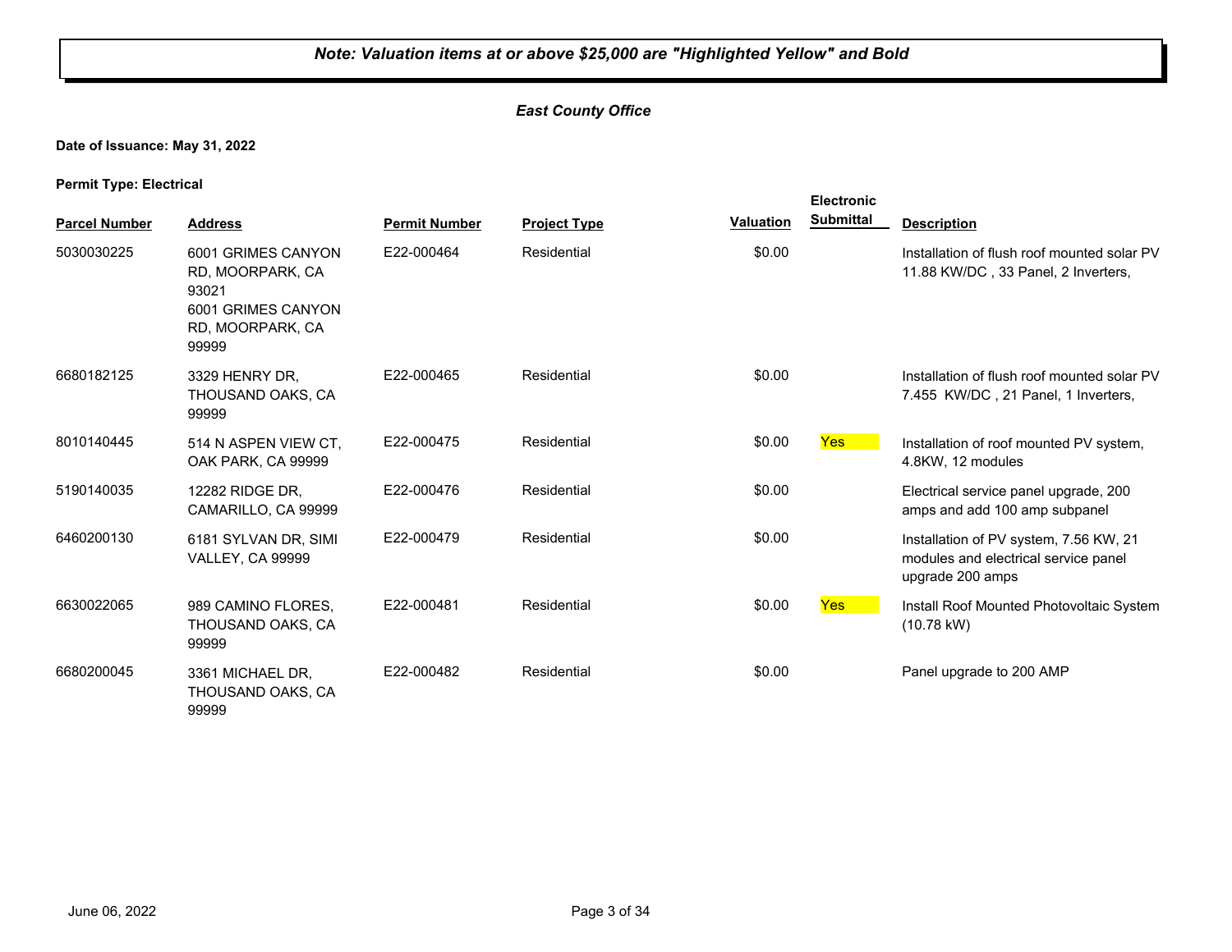*Note: Valuation items at or above $25,000 are "Highlighted Yellow" and Bold*

*East County Office*

**Date of Issuance: May 31, 2022**

**Permit Type: Electrical**

| Parcel Number | Address | Permit Number | Project Type | Valuation | Electronic Submittal | Description |
|---|---|---|---|---|---|---|
| 5030030225 | 6001 GRIMES CANYON RD, MOORPARK, CA 93021 6001 GRIMES CANYON RD, MOORPARK, CA 99999 | E22-000464 | Residential | $0.00 | | Installation of flush roof mounted solar PV 11.88 KW/DC , 33 Panel, 2 Inverters, |
| 6680182125 | 3329 HENRY DR, THOUSAND OAKS, CA 99999 | E22-000465 | Residential | $0.00 | | Installation of flush roof mounted solar PV 7.455 KW/DC , 21 Panel, 1 Inverters, |
| 8010140445 | 514 N ASPEN VIEW CT, OAK PARK, CA 99999 | E22-000475 | Residential | $0.00 | Yes | Installation of roof mounted PV system, 4.8KW, 12 modules |
| 5190140035 | 12282 RIDGE DR, CAMARILLO, CA 99999 | E22-000476 | Residential | $0.00 | | Electrical service panel upgrade, 200 amps and add 100 amp subpanel |
| 6460200130 | 6181 SYLVAN DR, SIMI VALLEY, CA 99999 | E22-000479 | Residential | $0.00 | | Installation of PV system, 7.56 KW, 21 modules and electrical service panel upgrade 200 amps |
| 6630022065 | 989 CAMINO FLORES, THOUSAND OAKS, CA 99999 | E22-000481 | Residential | $0.00 | Yes | Install Roof Mounted Photovoltaic System (10.78 kW) |
| 6680200045 | 3361 MICHAEL DR, THOUSAND OAKS, CA 99999 | E22-000482 | Residential | $0.00 | | Panel upgrade to 200 AMP |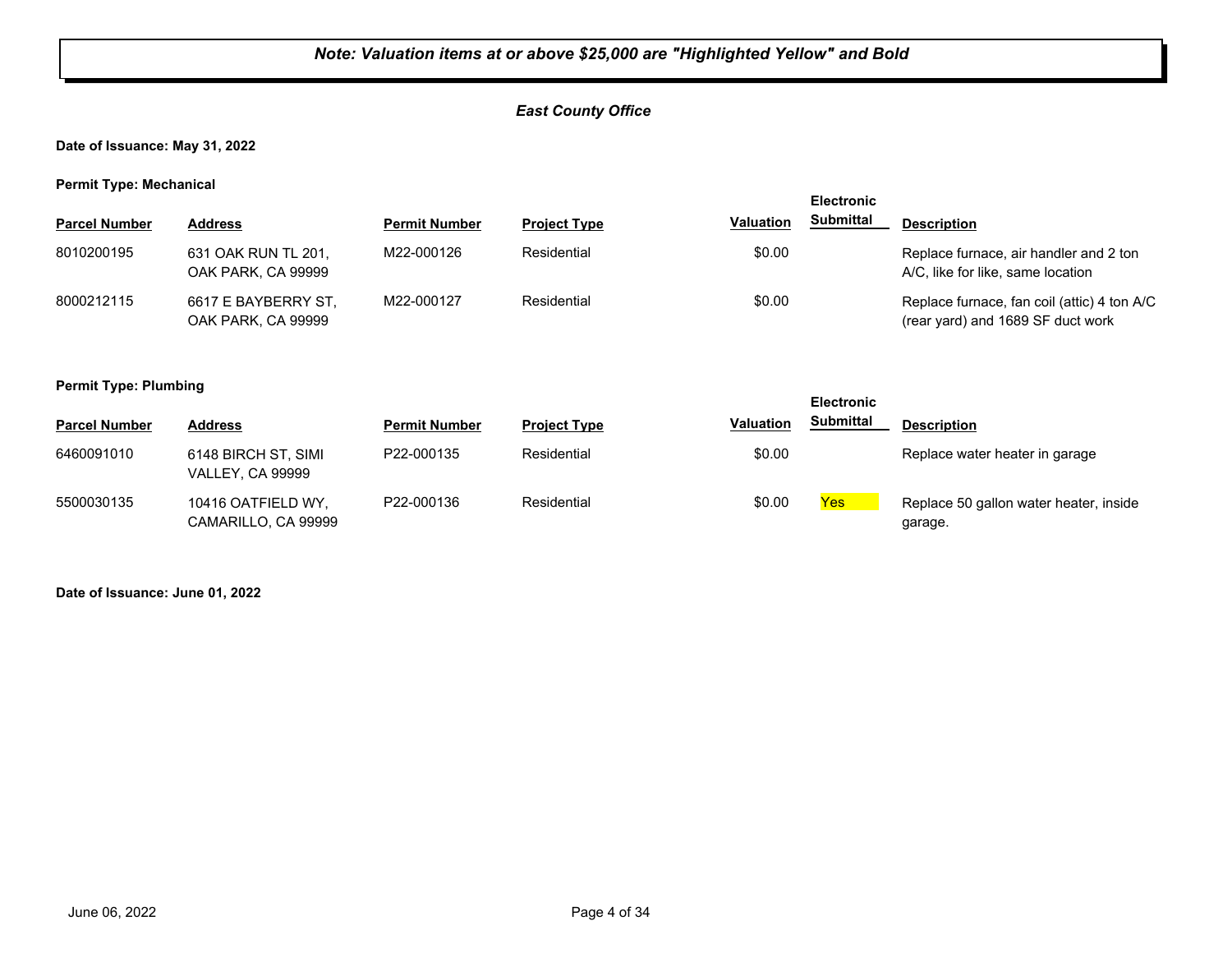***Note: Valuation items at or above $25,000 are "Highlighted Yellow" and Bold***

***East County Office***

**Date of Issuance: May 31, 2022**

**Permit Type: Mechanical**

| Parcel Number | Address | Permit Number | Project Type | Valuation | Electronic Submittal | Description |
|---|---|---|---|---|---|---|
| 8010200195 | 631 OAK RUN TL 201, OAK PARK, CA 99999 | M22-000126 | Residential | $0.00 | | Replace furnace, air handler and 2 ton A/C, like for like, same location |
| 8000212115 | 6617 E BAYBERRY ST, OAK PARK, CA 99999 | M22-000127 | Residential | $0.00 | | Replace furnace, fan coil (attic) 4 ton A/C (rear yard) and 1689 SF duct work |

**Permit Type: Plumbing**

| Parcel Number | Address | Permit Number | Project Type | Valuation | Electronic Submittal | Description |
|---|---|---|---|---|---|---|
| 6460091010 | 6148 BIRCH ST, SIMI VALLEY, CA 99999 | P22-000135 | Residential | $0.00 | | Replace water heater in garage |
| 5500030135 | 10416 OATFIELD WY, CAMARILLO, CA 99999 | P22-000136 | Residential | $0.00 | Yes | Replace 50 gallon water heater, inside garage. |

**Date of Issuance: June 01, 2022**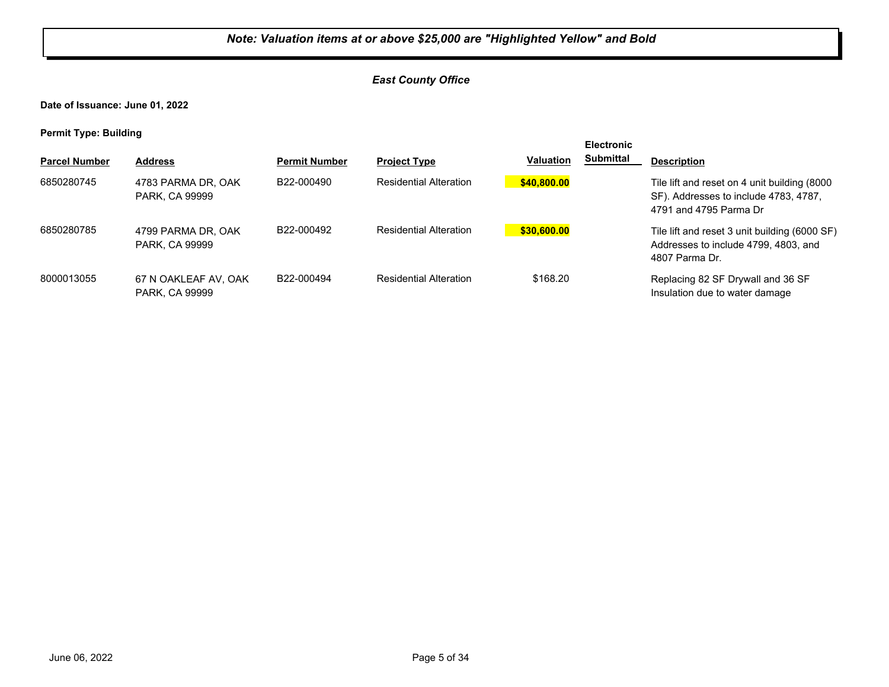***Note: Valuation items at or above $25,000 are "Highlighted Yellow" and Bold***

***East County Office***

**Date of Issuance: June 01, 2022**

**Permit Type: Building**

| Parcel Number | Address | Permit Number | Project Type | Valuation | Electronic Submittal | Description |
|---|---|---|---|---|---|---|
| 6850280745 | 4783 PARMA DR, OAK PARK, CA 99999 | B22-000490 | Residential Alteration | **$40,800.00** | | Tile lift and reset on 4 unit building (8000 SF). Addresses to include 4783, 4787, 4791 and 4795 Parma Dr |
| 6850280785 | 4799 PARMA DR, OAK PARK, CA 99999 | B22-000492 | Residential Alteration | **$30,600.00** | | Tile lift and reset 3 unit building (6000 SF) Addresses to include 4799, 4803, and 4807 Parma Dr. |
| 8000013055 | 67 N OAKLEAF AV, OAK PARK, CA 99999 | B22-000494 | Residential Alteration | $168.20 | | Replacing 82 SF Drywall and 36 SF Insulation due to water damage |

June 06, 2022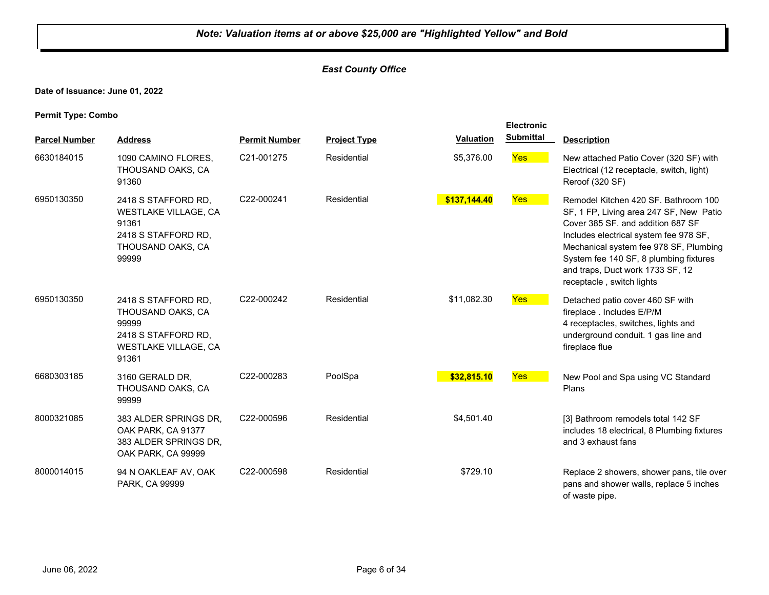*Note: Valuation items at or above $25,000 are "Highlighted Yellow" and Bold*

*East County Office*

**Date of Issuance: June 01, 2022**

**Permit Type: Combo**

| Parcel Number | Address | Permit Number | Project Type | Valuation | Electronic Submittal | Description |
|---|---|---|---|---|---|---|
| 6630184015 | 1090 CAMINO FLORES, THOUSAND OAKS, CA 91360 | C21-001275 | Residential | $5,376.00 | Yes | New attached Patio Cover (320 SF) with Electrical (12 receptacle, switch, light) Reroof (320 SF) |
| 6950130350 | 2418 S STAFFORD RD, WESTLAKE VILLAGE, CA 91361<br>2418 S STAFFORD RD, THOUSAND OAKS, CA 99999 | C22-000241 | Residential | **$137,144.40** | Yes | Remodel Kitchen 420 SF. Bathroom 100 SF, 1 FP, Living area 247 SF, New Patio Cover 385 SF. and addition 687 SF Includes electrical system fee 978 SF, Mechanical system fee 978 SF, Plumbing System fee 140 SF, 8 plumbing fixtures and traps, Duct work 1733 SF, 12 receptacle , switch lights |
| 6950130350 | 2418 S STAFFORD RD, THOUSAND OAKS, CA 99999<br>2418 S STAFFORD RD, WESTLAKE VILLAGE, CA 91361 | C22-000242 | Residential | $11,082.30 | Yes | Detached patio cover 460 SF with fireplace . Includes E/P/M<br>4 receptacles, switches, lights and underground conduit. 1 gas line and fireplace flue |
| 6680303185 | 3160 GERALD DR, THOUSAND OAKS, CA 99999 | C22-000283 | PoolSpa | **$32,815.10** | Yes | New Pool and Spa using VC Standard Plans |
| 8000321085 | 383 ALDER SPRINGS DR, OAK PARK, CA 91377<br>383 ALDER SPRINGS DR, OAK PARK, CA 99999 | C22-000596 | Residential | $4,501.40 | | [3] Bathroom remodels total 142 SF includes 18 electrical, 8 Plumbing fixtures and 3 exhaust fans |
| 8000014015 | 94 N OAKLEAF AV, OAK PARK, CA 99999 | C22-000598 | Residential | $729.10 | | Replace 2 showers, shower pans, tile over pans and shower walls, replace 5 inches of waste pipe. |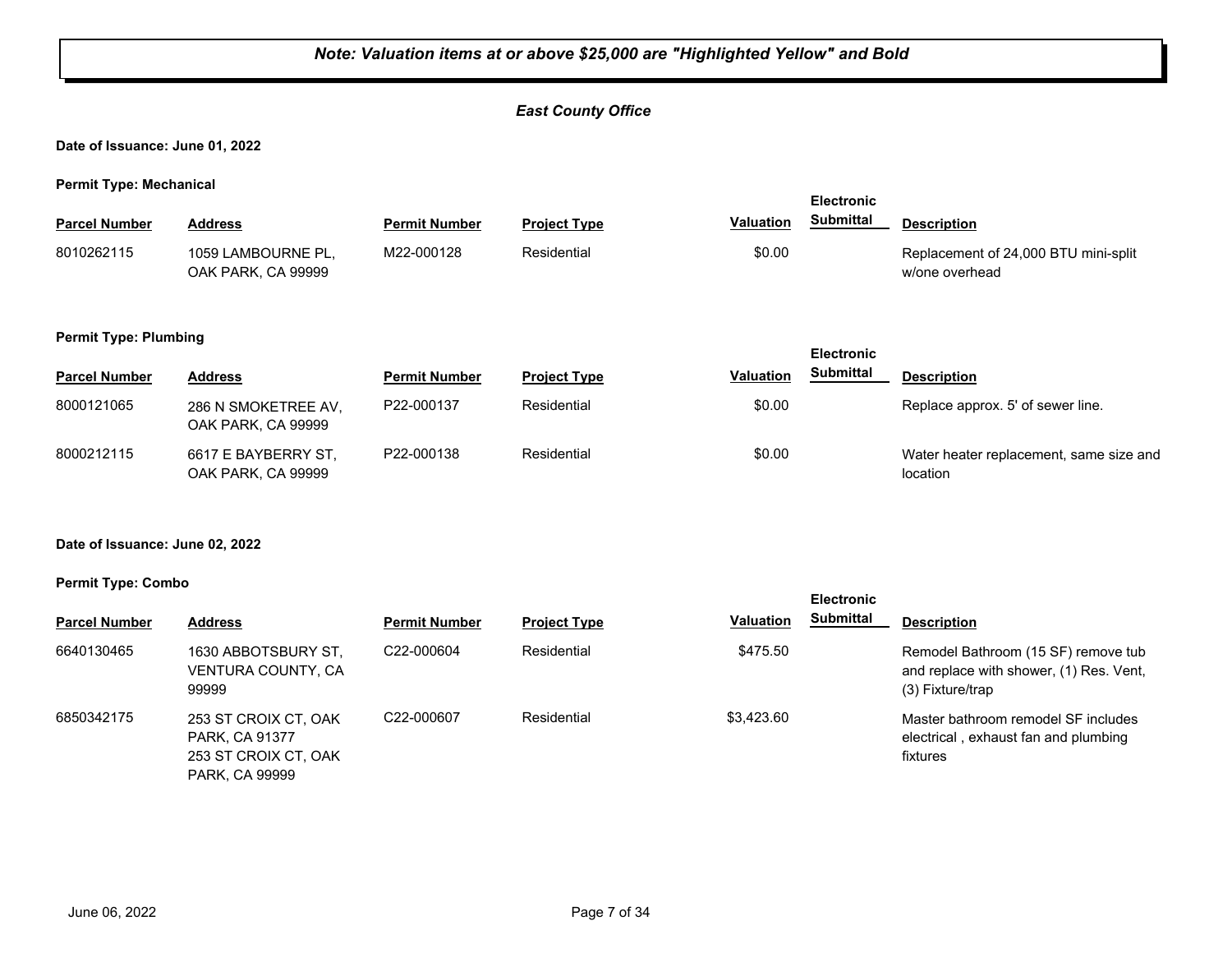***Note: Valuation items at or above $25,000 are "Highlighted Yellow" and Bold***

***East County Office***

**Date of Issuance: June 01, 2022**

**Permit Type: Mechanical**

| Parcel Number | Address | Permit Number | Project Type | Valuation | Electronic Submittal | Description |
|---|---|---|---|---|---|---|
| 8010262115 | 1059 LAMBOURNE PL, OAK PARK, CA 99999 | M22-000128 | Residential | $0.00 | | Replacement of 24,000 BTU mini-split w/one overhead |

**Permit Type: Plumbing**

| Parcel Number | Address | Permit Number | Project Type | Valuation | Electronic Submittal | Description |
|---|---|---|---|---|---|---|
| 8000121065 | 286 N SMOKETREE AV, OAK PARK, CA 99999 | P22-000137 | Residential | $0.00 | | Replace approx. 5' of sewer line. |
| 8000212115 | 6617 E BAYBERRY ST, OAK PARK, CA 99999 | P22-000138 | Residential | $0.00 | | Water heater replacement, same size and location |

**Date of Issuance: June 02, 2022**

**Permit Type: Combo**

| Parcel Number | Address | Permit Number | Project Type | Valuation | Electronic Submittal | Description |
|---|---|---|---|---|---|---|
| 6640130465 | 1630 ABBOTSBURY ST, VENTURA COUNTY, CA 99999 | C22-000604 | Residential | $475.50 | | Remodel Bathroom (15 SF) remove tub and replace with shower, (1) Res. Vent, (3) Fixture/trap |
| 6850342175 | 253 ST CROIX CT, OAK PARK, CA 91377 253 ST CROIX CT, OAK PARK, CA 99999 | C22-000607 | Residential | $3,423.60 | | Master bathroom remodel SF includes electrical , exhaust fan and plumbing fixtures |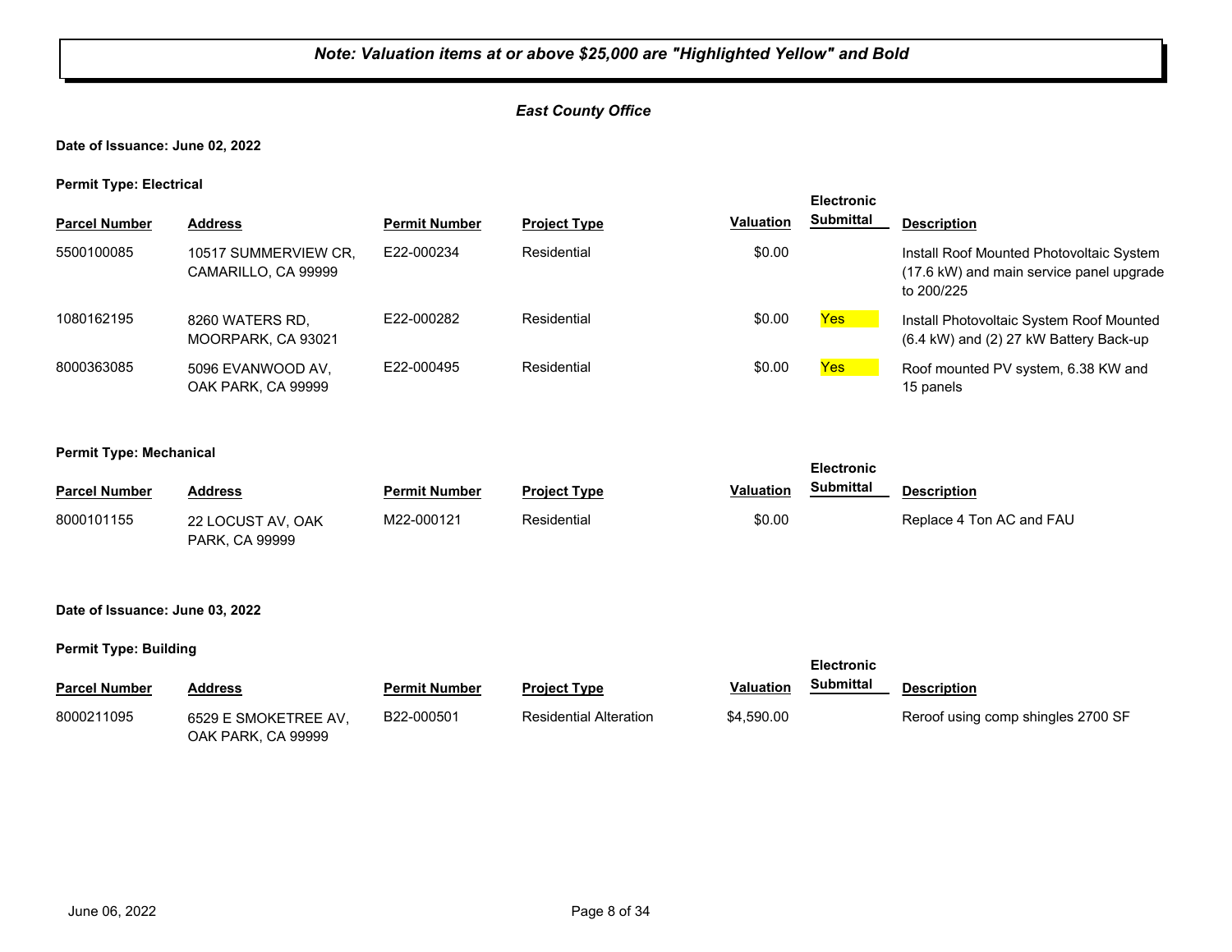***Note: Valuation items at or above $25,000 are "Highlighted Yellow" and Bold***

***East County Office***

**Date of Issuance: June 02, 2022**

**Permit Type: Electrical**

| Parcel Number | Address | Permit Number | Project Type | Valuation | Electronic Submittal | Description |
|---|---|---|---|---|---|---|
| 5500100085 | 10517 SUMMERVIEW CR, CAMARILLO, CA 99999 | E22-000234 | Residential | $0.00 | | Install Roof Mounted Photovoltaic System (17.6 kW) and main service panel upgrade to 200/225 |
| 1080162195 | 8260 WATERS RD, MOORPARK, CA 93021 | E22-000282 | Residential | $0.00 | Yes | Install Photovoltaic System Roof Mounted (6.4 kW) and (2) 27 kW Battery Back-up |
| 8000363085 | 5096 EVANWOOD AV, OAK PARK, CA 99999 | E22-000495 | Residential | $0.00 | Yes | Roof mounted PV system, 6.38 KW and 15 panels |

**Permit Type: Mechanical**

| Parcel Number | Address | Permit Number | Project Type | Valuation | Electronic Submittal | Description |
|---|---|---|---|---|---|---|
| 8000101155 | 22 LOCUST AV, OAK PARK, CA 99999 | M22-000121 | Residential | $0.00 | | Replace 4 Ton AC and FAU |

**Date of Issuance: June 03, 2022**

**Permit Type: Building**

| Parcel Number | Address | Permit Number | Project Type | Valuation | Electronic Submittal | Description |
|---|---|---|---|---|---|---|
| 8000211095 | 6529 E SMOKETREE AV, OAK PARK, CA 99999 | B22-000501 | Residential Alteration | $4,590.00 | | Reroof using comp shingles 2700 SF |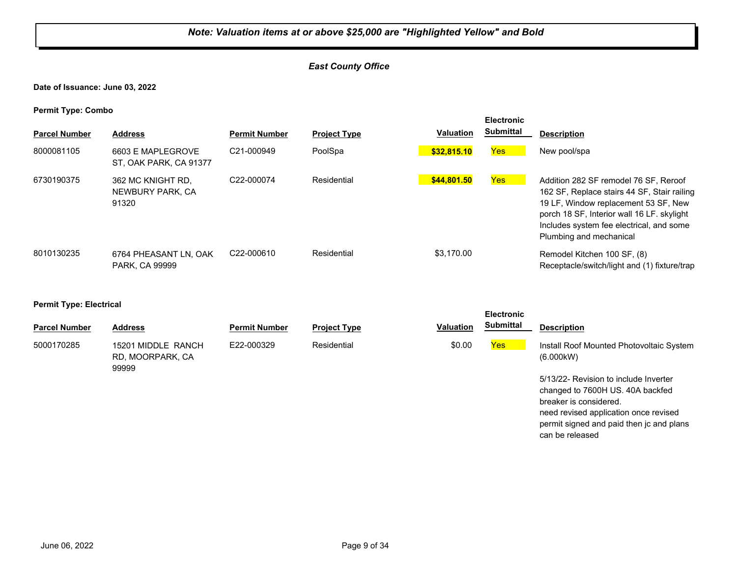*Note: Valuation items at or above $25,000 are "Highlighted Yellow" and Bold*

*East County Office*

**Date of Issuance: June 03, 2022**

**Permit Type: Combo**

| Parcel Number | Address | Permit Number | Project Type | Valuation | Electronic Submittal | Description |
|---|---|---|---|---|---|---|
| 8000081105 | 6603 E MAPLEGROVE ST, OAK PARK, CA 91377 | C21-000949 | PoolSpa | **$32,815.10** | Yes | New pool/spa |
| 6730190375 | 362 MC KNIGHT RD, NEWBURY PARK, CA 91320 | C22-000074 | Residential | **$44,801.50** | Yes | Addition 282 SF remodel 76 SF, Reroof 162 SF, Replace stairs 44 SF, Stair railing 19 LF, Window replacement 53 SF, New porch 18 SF, Interior wall 16 LF. skylight Includes system fee electrical, and some Plumbing and mechanical |
| 8010130235 | 6764 PHEASANT LN, OAK PARK, CA 99999 | C22-000610 | Residential | $3,170.00 | | Remodel Kitchen 100 SF, (8) Receptacle/switch/light and (1) fixture/trap |

**Permit Type: Electrical**

| Parcel Number | Address | Permit Number | Project Type | Valuation | Electronic Submittal | Description |
|---|---|---|---|---|---|---|
| 5000170285 | 15201 MIDDLE RANCH RD, MOORPARK, CA 99999 | E22-000329 | Residential | $0.00 | Yes | Install Roof Mounted Photovoltaic System (6.000kW)<br><br>5/13/22- Revision to include Inverter changed to 7600H US. 40A backfed breaker is considered.<br>need revised application once revised permit signed and paid then jc and plans can be released |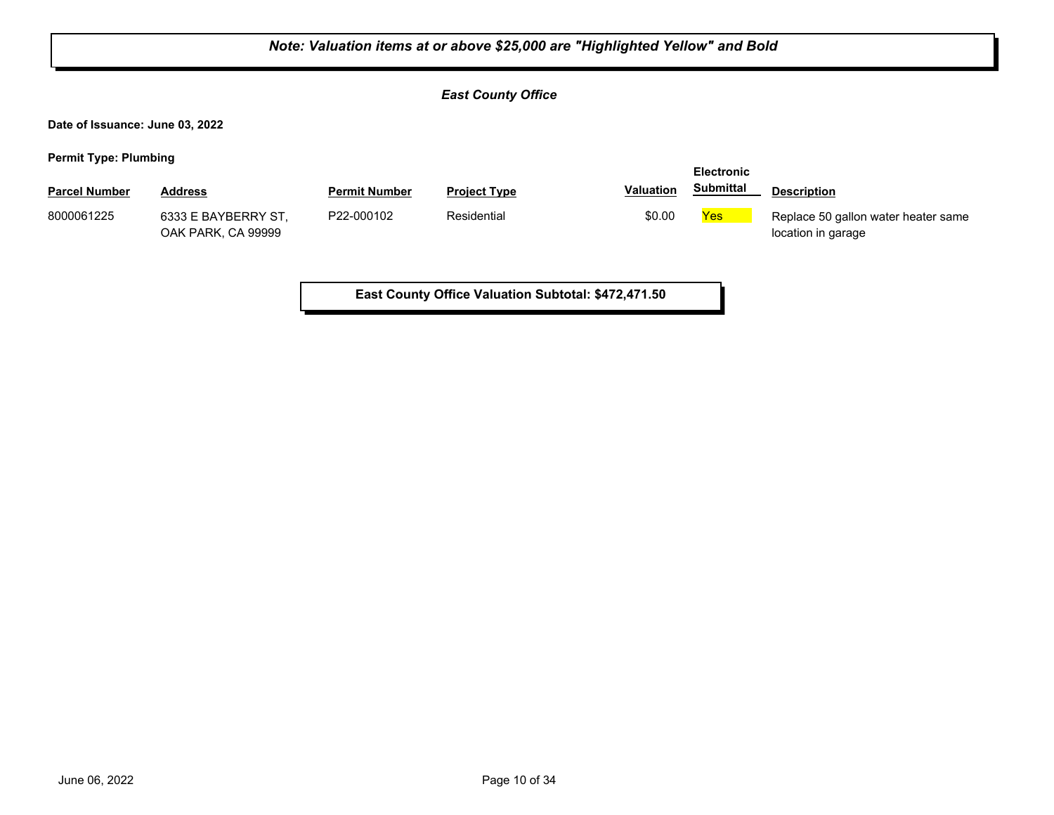***Note: Valuation items at or above $25,000 are "Highlighted Yellow" and Bold***

***East County Office***

**Date of Issuance: June 03, 2022**

**Permit Type: Plumbing**

| Parcel Number | Address | Permit Number | Project Type | Valuation | Electronic Submittal | Description |
|---|---|---|---|---|---|---|
| 8000061225 | 6333 E BAYBERRY ST, OAK PARK, CA 99999 | P22-000102 | Residential | $0.00 | Yes | Replace 50 gallon water heater same location in garage |

**East County Office Valuation Subtotal: $472,471.50**

June 06, 2022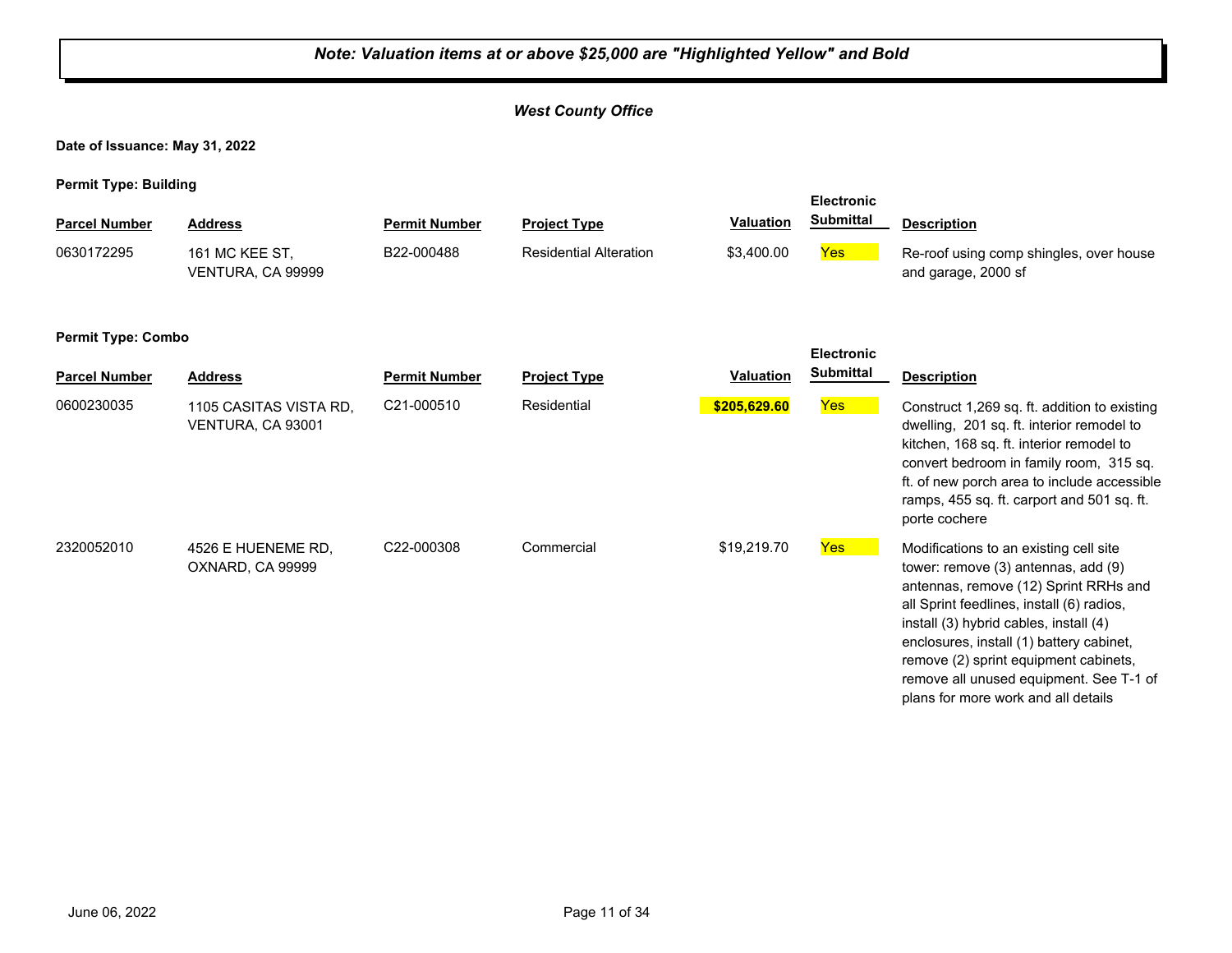***Note: Valuation items at or above $25,000 are "Highlighted Yellow" and Bold***

***West County Office***

**Date of Issuance: May 31, 2022**

**Permit Type: Building**

| Parcel Number | Address | Permit Number | Project Type | Valuation | Electronic Submittal | Description |
|---|---|---|---|---|---|---|
| 0630172295 | 161 MC KEE ST, VENTURA, CA 99999 | B22-000488 | Residential Alteration | $3,400.00 | Yes | Re-roof using comp shingles, over house and garage, 2000 sf |

**Permit Type: Combo**

| Parcel Number | Address | Permit Number | Project Type | Valuation | Electronic Submittal | Description |
|---|---|---|---|---|---|---|
| 0600230035 | 1105 CASITAS VISTA RD, VENTURA, CA 93001 | C21-000510 | Residential | **$205,629.60** | Yes | Construct 1,269 sq. ft. addition to existing dwelling, 201 sq. ft. interior remodel to kitchen, 168 sq. ft. interior remodel to convert bedroom in family room, 315 sq. ft. of new porch area to include accessible ramps, 455 sq. ft. carport and 501 sq. ft. porte cochere |
| 2320052010 | 4526 E HUENEME RD, OXNARD, CA 99999 | C22-000308 | Commercial | $19,219.70 | Yes | Modifications to an existing cell site tower: remove (3) antennas, add (9) antennas, remove (12) Sprint RRHs and all Sprint feedlines, install (6) radios, install (3) hybrid cables, install (4) enclosures, install (1) battery cabinet, remove (2) sprint equipment cabinets, remove all unused equipment. See T-1 of plans for more work and all details |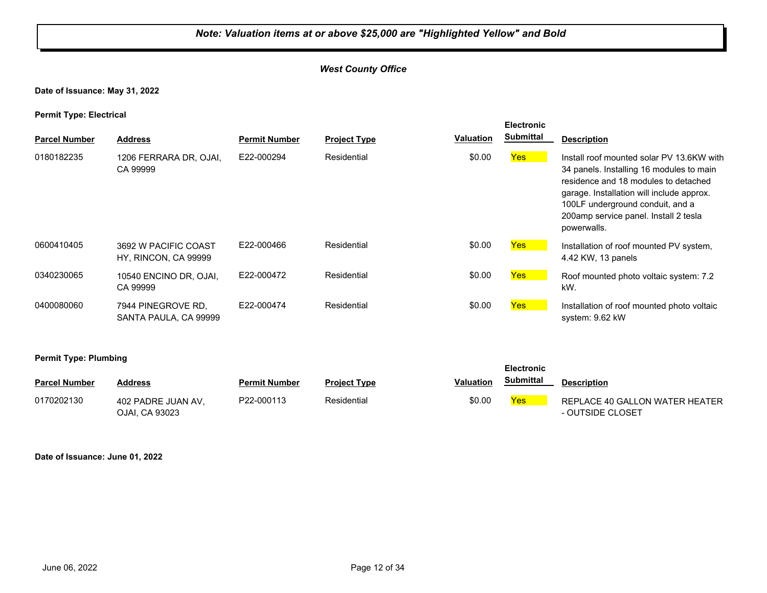***Note: Valuation items at or above $25,000 are "Highlighted Yellow" and Bold***

***West County Office***

**Date of Issuance: May 31, 2022**

**Permit Type: Electrical**

| Parcel Number | Address | Permit Number | Project Type | Valuation | Electronic Submittal | Description |
|---|---|---|---|---|---|---|
| 0180182235 | 1206 FERRARA DR, OJAI, CA 99999 | E22-000294 | Residential | $0.00 | Yes | Install roof mounted solar PV 13.6KW with 34 panels. Installing 16 modules to main residence and 18 modules to detached garage. Installation will include approx. 100LF underground conduit, and a 200amp service panel. Install 2 tesla powerwalls. |
| 0600410405 | 3692 W PACIFIC COAST HY, RINCON, CA 99999 | E22-000466 | Residential | $0.00 | Yes | Installation of roof mounted PV system, 4.42 KW, 13 panels |
| 0340230065 | 10540 ENCINO DR, OJAI, CA 99999 | E22-000472 | Residential | $0.00 | Yes | Roof mounted photo voltaic system: 7.2 kW. |
| 0400080060 | 7944 PINEGROVE RD, SANTA PAULA, CA 99999 | E22-000474 | Residential | $0.00 | Yes | Installation of roof mounted photo voltaic system: 9.62 kW |

**Permit Type: Plumbing**

| Parcel Number | Address | Permit Number | Project Type | Valuation | Electronic Submittal | Description |
|---|---|---|---|---|---|---|
| 0170202130 | 402 PADRE JUAN AV, OJAI, CA 93023 | P22-000113 | Residential | $0.00 | Yes | REPLACE 40 GALLON WATER HEATER - OUTSIDE CLOSET |

**Date of Issuance: June 01, 2022**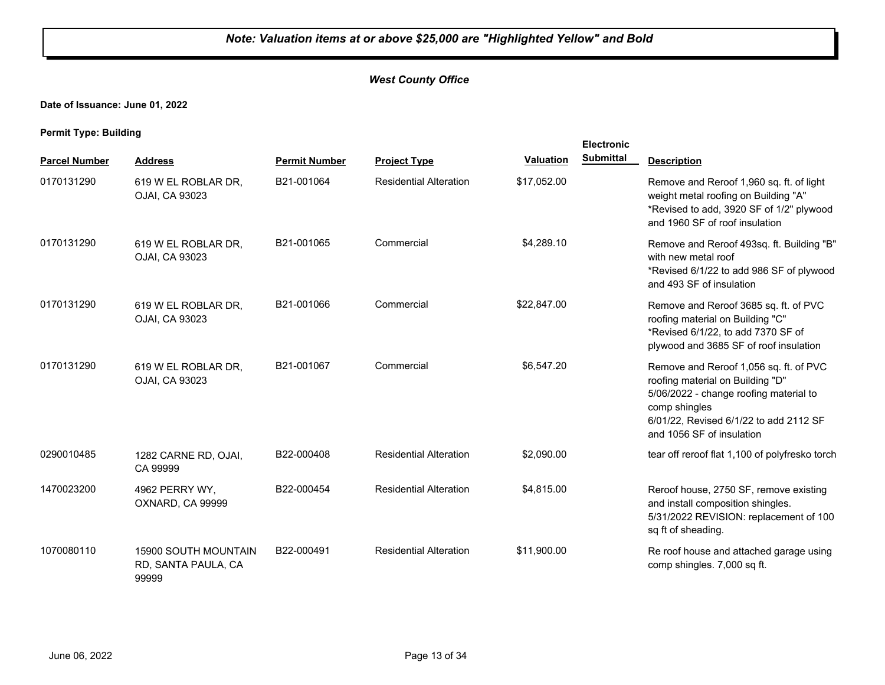***Note: Valuation items at or above $25,000 are "Highlighted Yellow" and Bold***

***West County Office***

**Date of Issuance: June 01, 2022**

**Permit Type: Building**

| Parcel Number | Address | Permit Number | Project Type | Valuation | Electronic Submittal | Description |
|---|---|---|---|---|---|---|
| 0170131290 | 619 W EL ROBLAR DR, OJAI, CA 93023 | B21-001064 | Residential Alteration | $17,052.00 | | Remove and Reroof 1,960 sq. ft. of light weight metal roofing on Building "A" *Revised to add, 3920 SF of 1/2" plywood and 1960 SF of roof insulation |
| 0170131290 | 619 W EL ROBLAR DR, OJAI, CA 93023 | B21-001065 | Commercial | $4,289.10 | | Remove and Reroof 493sq. ft. Building "B" with new metal roof *Revised 6/1/22 to add 986 SF of plywood and 493 SF of insulation |
| 0170131290 | 619 W EL ROBLAR DR, OJAI, CA 93023 | B21-001066 | Commercial | $22,847.00 | | Remove and Reroof 3685 sq. ft. of PVC roofing material on Building "C" *Revised 6/1/22, to add 7370 SF of plywood and 3685 SF of roof insulation |
| 0170131290 | 619 W EL ROBLAR DR, OJAI, CA 93023 | B21-001067 | Commercial | $6,547.20 | | Remove and Reroof 1,056 sq. ft. of PVC roofing material on Building "D" 5/06/2022 - change roofing material to comp shingles 6/01/22, Revised 6/1/22 to add 2112 SF and 1056 SF of insulation |
| 0290010485 | 1282 CARNE RD, OJAI, CA 99999 | B22-000408 | Residential Alteration | $2,090.00 | | tear off reroof flat 1,100 of polyfresko torch |
| 1470023200 | 4962 PERRY WY, OXNARD, CA 99999 | B22-000454 | Residential Alteration | $4,815.00 | | Reroof house, 2750 SF, remove existing and install composition shingles. 5/31/2022 REVISION: replacement of 100 sq ft of sheading. |
| 1070080110 | 15900 SOUTH MOUNTAIN RD, SANTA PAULA, CA 99999 | B22-000491 | Residential Alteration | $11,900.00 | | Re roof house and attached garage using comp shingles. 7,000 sq ft. |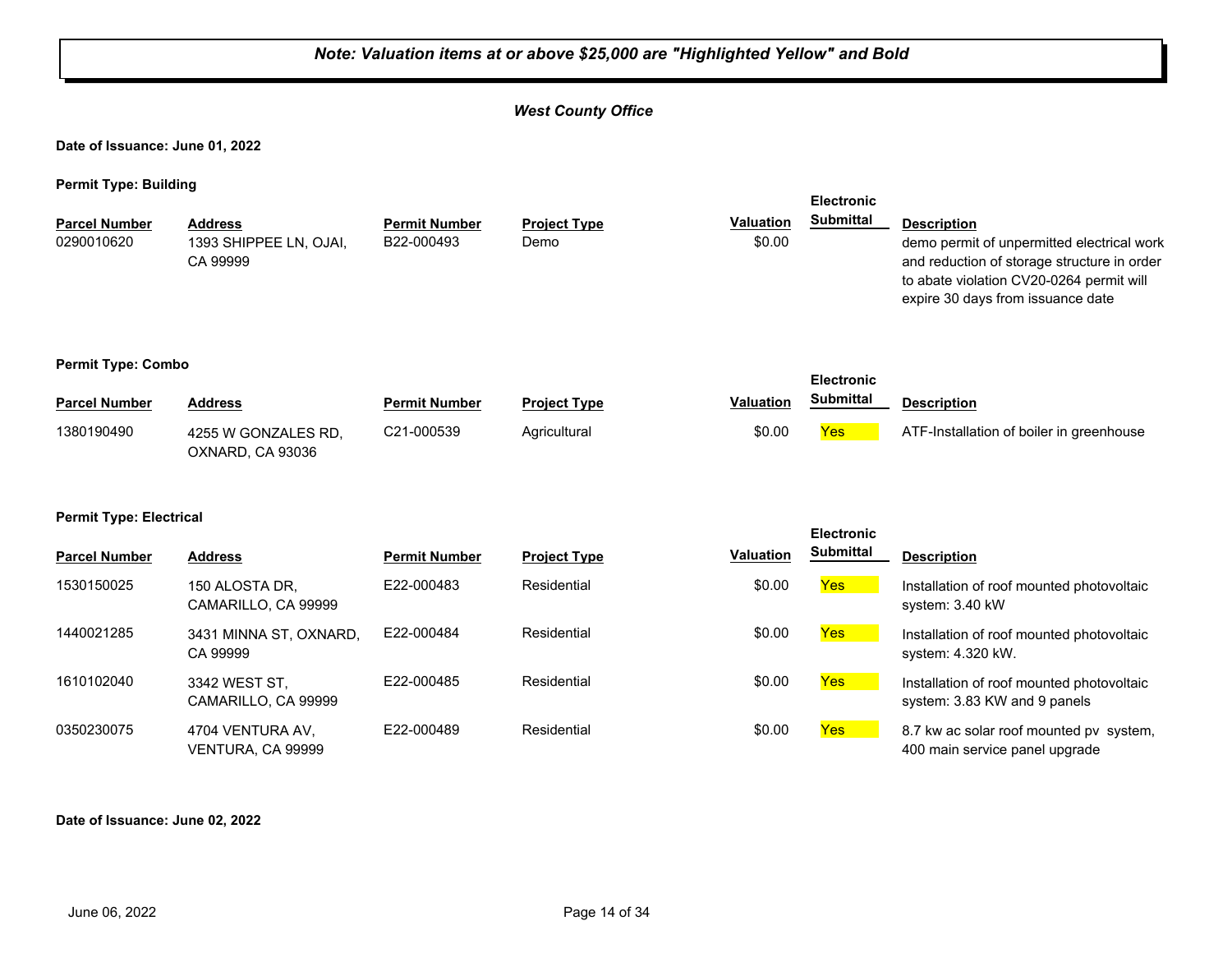**_Note: Valuation items at or above $25,000 are "Highlighted Yellow" and Bold_**

***West County Office***

**Date of Issuance: June 01, 2022**

**Permit Type: Building**

| Parcel Number | Address | Permit Number | Project Type | Valuation | Electronic Submittal | Description |
|---|---|---|---|---|---|---|
| 0290010620 | 1393 SHIPPEE LN, OJAI, CA 99999 | B22-000493 | Demo | $0.00 | | demo permit of unpermitted electrical work and reduction of storage structure in order to abate violation CV20-0264 permit will expire 30 days from issuance date |

**Permit Type: Combo**

| Parcel Number | Address | Permit Number | Project Type | Valuation | Electronic Submittal | Description |
|---|---|---|---|---|---|---|
| 1380190490 | 4255 W GONZALES RD, OXNARD, CA 93036 | C21-000539 | Agricultural | $0.00 | Yes | ATF-Installation of boiler in greenhouse |

**Permit Type: Electrical**

| Parcel Number | Address | Permit Number | Project Type | Valuation | Electronic Submittal | Description |
|---|---|---|---|---|---|---|
| 1530150025 | 150 ALOSTA DR, CAMARILLO, CA 99999 | E22-000483 | Residential | $0.00 | Yes | Installation of roof mounted photovoltaic system: 3.40 kW |
| 1440021285 | 3431 MINNA ST, OXNARD, CA 99999 | E22-000484 | Residential | $0.00 | Yes | Installation of roof mounted photovoltaic system: 4.320 kW. |
| 1610102040 | 3342 WEST ST, CAMARILLO, CA 99999 | E22-000485 | Residential | $0.00 | Yes | Installation of roof mounted photovoltaic system: 3.83 KW and 9 panels |
| 0350230075 | 4704 VENTURA AV, VENTURA, CA 99999 | E22-000489 | Residential | $0.00 | Yes | 8.7 kw ac solar roof mounted pv system, 400 main service panel upgrade |

**Date of Issuance: June 02, 2022**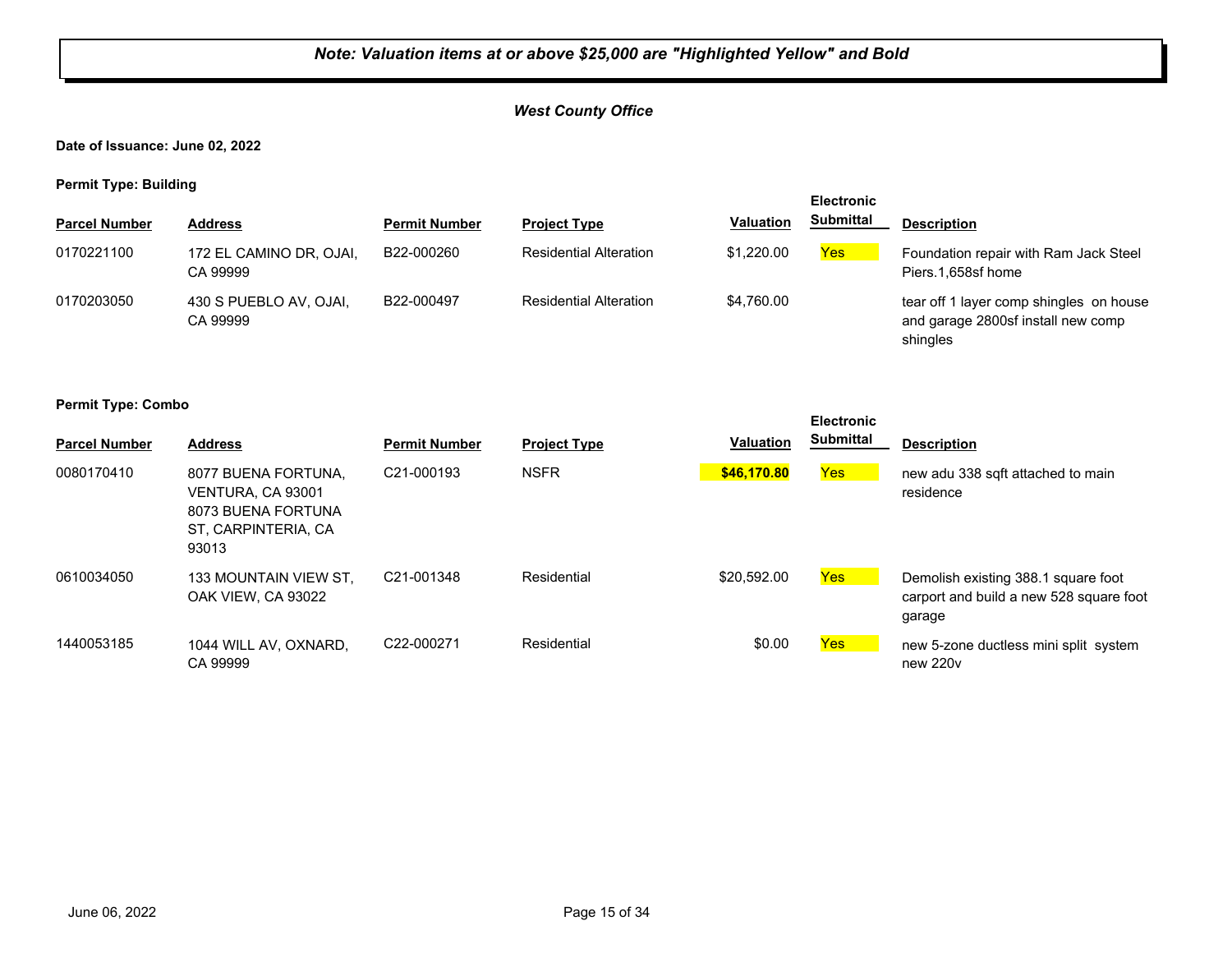***Note: Valuation items at or above $25,000 are "Highlighted Yellow" and Bold***

***West County Office***

**Date of Issuance: June 02, 2022**

**Permit Type: Building**

| Parcel Number | Address | Permit Number | Project Type | Valuation | Electronic Submittal | Description |
|---|---|---|---|---|---|---|
| 0170221100 | 172 EL CAMINO DR, OJAI, CA 99999 | B22-000260 | Residential Alteration | $1,220.00 | Yes | Foundation repair with Ram Jack Steel Piers.1,658sf home |
| 0170203050 | 430 S PUEBLO AV, OJAI, CA 99999 | B22-000497 | Residential Alteration | $4,760.00 | | tear off 1 layer comp shingles on house and garage 2800sf install new comp shingles |

**Permit Type: Combo**

| Parcel Number | Address | Permit Number | Project Type | Valuation | Electronic Submittal | Description |
|---|---|---|---|---|---|---|
| 0080170410 | 8077 BUENA FORTUNA, VENTURA, CA 93001 8073 BUENA FORTUNA ST, CARPINTERIA, CA 93013 | C21-000193 | NSFR | **$46,170.80** | Yes | new adu 338 sqft attached to main residence |
| 0610034050 | 133 MOUNTAIN VIEW ST, OAK VIEW, CA 93022 | C21-001348 | Residential | $20,592.00 | Yes | Demolish existing 388.1 square foot carport and build a new 528 square foot garage |
| 1440053185 | 1044 WILL AV, OXNARD, CA 99999 | C22-000271 | Residential | $0.00 | Yes | new 5-zone ductless mini split system new 220v |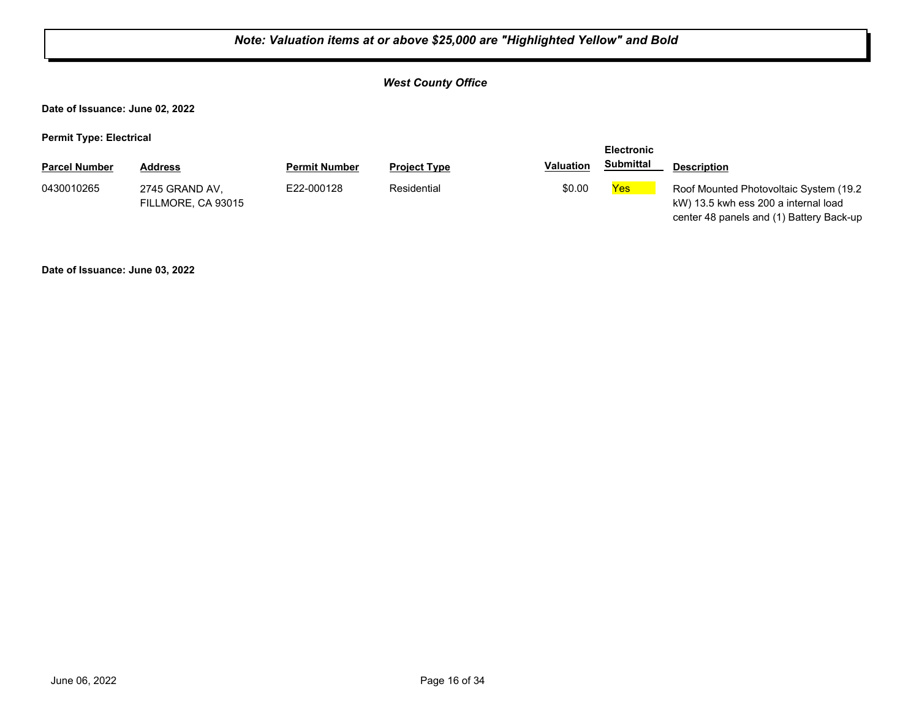***Note: Valuation items at or above $25,000 are "Highlighted Yellow" and Bold***

***West County Office***

**Date of Issuance: June 02, 2022**

**Permit Type: Electrical**

| Parcel Number | Address | Permit Number | Project Type | Valuation | Electronic Submittal | Description |
|---|---|---|---|---|---|---|
| 0430010265 | 2745 GRAND AV, FILLMORE, CA 93015 | E22-000128 | Residential | $0.00 | Yes | Roof Mounted Photovoltaic System (19.2 kW) 13.5 kwh ess 200 a internal load center 48 panels and (1) Battery Back-up |

**Date of Issuance: June 03, 2022**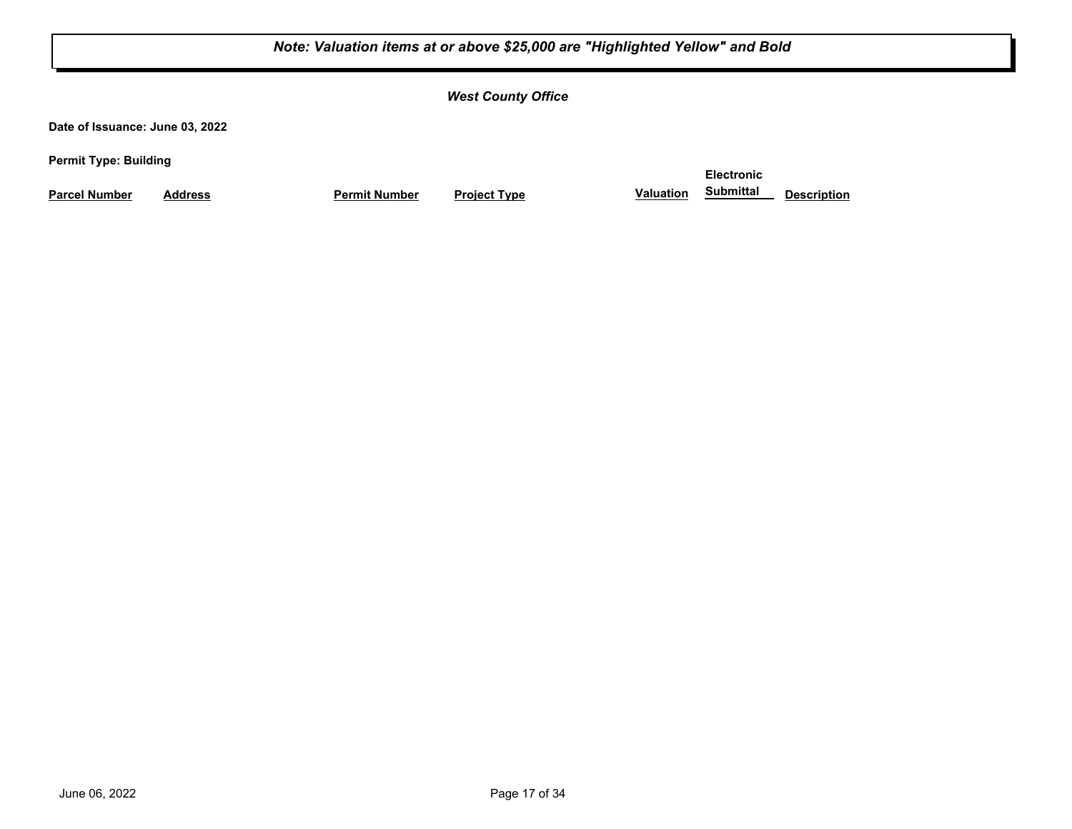*Note: Valuation items at or above $25,000 are "Highlighted Yellow" and Bold*

***West County Office***

**Date of Issuance: June 03, 2022**

**Permit Type: Building**

| Parcel Number | Address | Permit Number | Project Type | Valuation | Electronic Submittal | Description |
|---|---|---|---|---|---|---|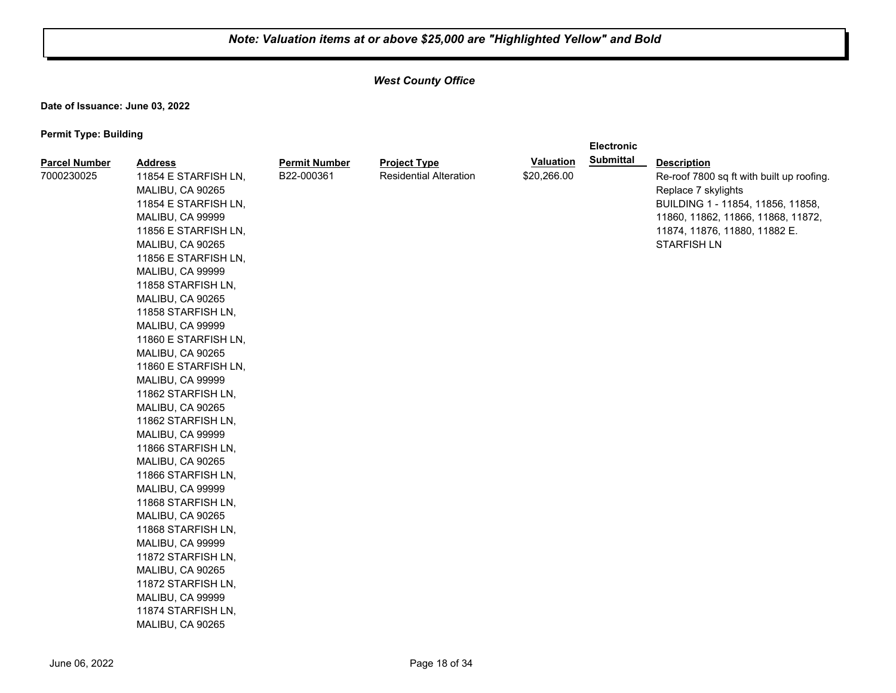***Note: Valuation items at or above $25,000 are "Highlighted Yellow" and Bold***

***West County Office***

**Date of Issuance: June 03, 2022**

**Permit Type: Building**

| Parcel Number | Address | Permit Number | Project Type | Valuation | Electronic Submittal | Description |
|---|---|---|---|---|---|---|
| 7000230025 | 11854 E STARFISH LN, MALIBU, CA 90265<br>11854 E STARFISH LN, MALIBU, CA 99999<br>11856 E STARFISH LN, MALIBU, CA 90265<br>11856 E STARFISH LN, MALIBU, CA 99999<br>11858 STARFISH LN, MALIBU, CA 90265<br>11858 STARFISH LN, MALIBU, CA 99999<br>11860 E STARFISH LN, MALIBU, CA 90265<br>11860 E STARFISH LN, MALIBU, CA 99999<br>11862 STARFISH LN, MALIBU, CA 90265<br>11862 STARFISH LN, MALIBU, CA 99999<br>11866 STARFISH LN, MALIBU, CA 90265<br>11866 STARFISH LN, MALIBU, CA 99999<br>11868 STARFISH LN, MALIBU, CA 90265<br>11868 STARFISH LN, MALIBU, CA 99999<br>11872 STARFISH LN, MALIBU, CA 90265<br>11872 STARFISH LN, MALIBU, CA 99999<br>11874 STARFISH LN, MALIBU, CA 90265 | B22-000361 | Residential Alteration | $20,266.00 | | Re-roof 7800 sq ft with built up roofing. Replace 7 skylights BUILDING 1 - 11854, 11856, 11858, 11860, 11862, 11866, 11868, 11872, 11874, 11876, 11880, 11882 E. STARFISH LN |

June 06, 2022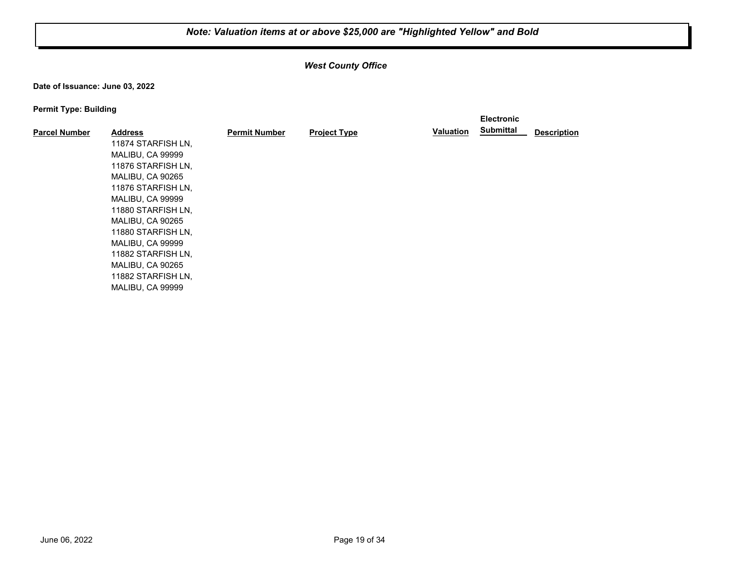*Note: Valuation items at or above $25,000 are "Highlighted Yellow" and Bold*

***West County Office***

**Date of Issuance: June 03, 2022**

**Permit Type: Building**

| Parcel Number | Address | Permit Number | Project Type | Valuation | Electronic Submittal | Description |
|---|---|---|---|---|---|---|
| | 11874 STARFISH LN, MALIBU, CA 99999 | | | | | |
| | 11876 STARFISH LN, MALIBU, CA 90265 | | | | | |
| | 11876 STARFISH LN, MALIBU, CA 99999 | | | | | |
| | 11880 STARFISH LN, MALIBU, CA 90265 | | | | | |
| | 11880 STARFISH LN, MALIBU, CA 99999 | | | | | |
| | 11882 STARFISH LN, MALIBU, CA 90265 | | | | | |
| | 11882 STARFISH LN, MALIBU, CA 99999 | | | | | |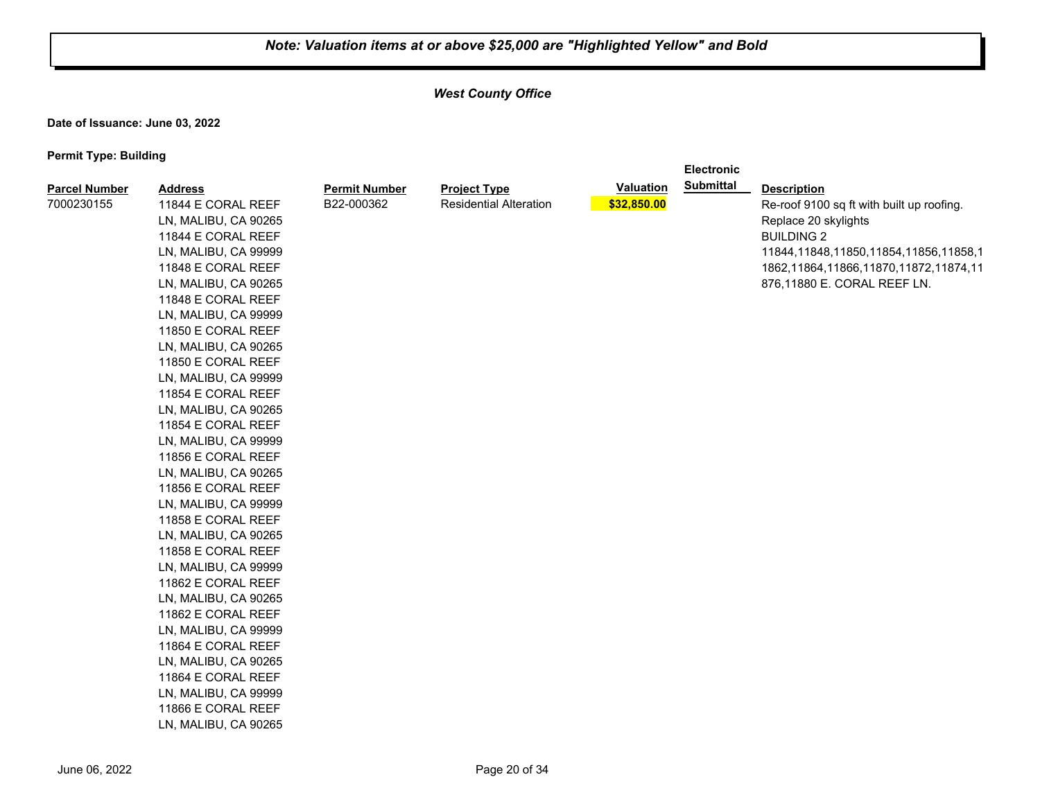**Note: Valuation items at or above $25,000 are "Highlighted Yellow" and Bold**

***West County Office***

**Date of Issuance: June 03, 2022**

**Permit Type: Building**

| Parcel Number | Address | Permit Number | Project Type | Valuation | Electronic Submittal | Description |
|---|---|---|---|---|---|---|
| 7000230155 | 11844 E CORAL REEF LN, MALIBU, CA 90265<br>11844 E CORAL REEF LN, MALIBU, CA 99999<br>11848 E CORAL REEF LN, MALIBU, CA 90265<br>11848 E CORAL REEF LN, MALIBU, CA 99999<br>11850 E CORAL REEF LN, MALIBU, CA 90265<br>11850 E CORAL REEF LN, MALIBU, CA 99999<br>11854 E CORAL REEF LN, MALIBU, CA 90265<br>11854 E CORAL REEF LN, MALIBU, CA 99999<br>11856 E CORAL REEF LN, MALIBU, CA 90265<br>11856 E CORAL REEF LN, MALIBU, CA 99999<br>11858 E CORAL REEF LN, MALIBU, CA 90265<br>11858 E CORAL REEF LN, MALIBU, CA 99999<br>11862 E CORAL REEF LN, MALIBU, CA 90265<br>11862 E CORAL REEF LN, MALIBU, CA 99999<br>11864 E CORAL REEF LN, MALIBU, CA 90265<br>11864 E CORAL REEF LN, MALIBU, CA 99999<br>11866 E CORAL REEF LN, MALIBU, CA 90265 | B22-000362 | Residential Alteration | **$32,850.00** | | Re-roof 9100 sq ft with built up roofing. Replace 20 skylights BUILDING 2 11844,11848,11850,11854,11856,11858,11862,11864,11866,11870,11872,11874,11876,11880 E. CORAL REEF LN. |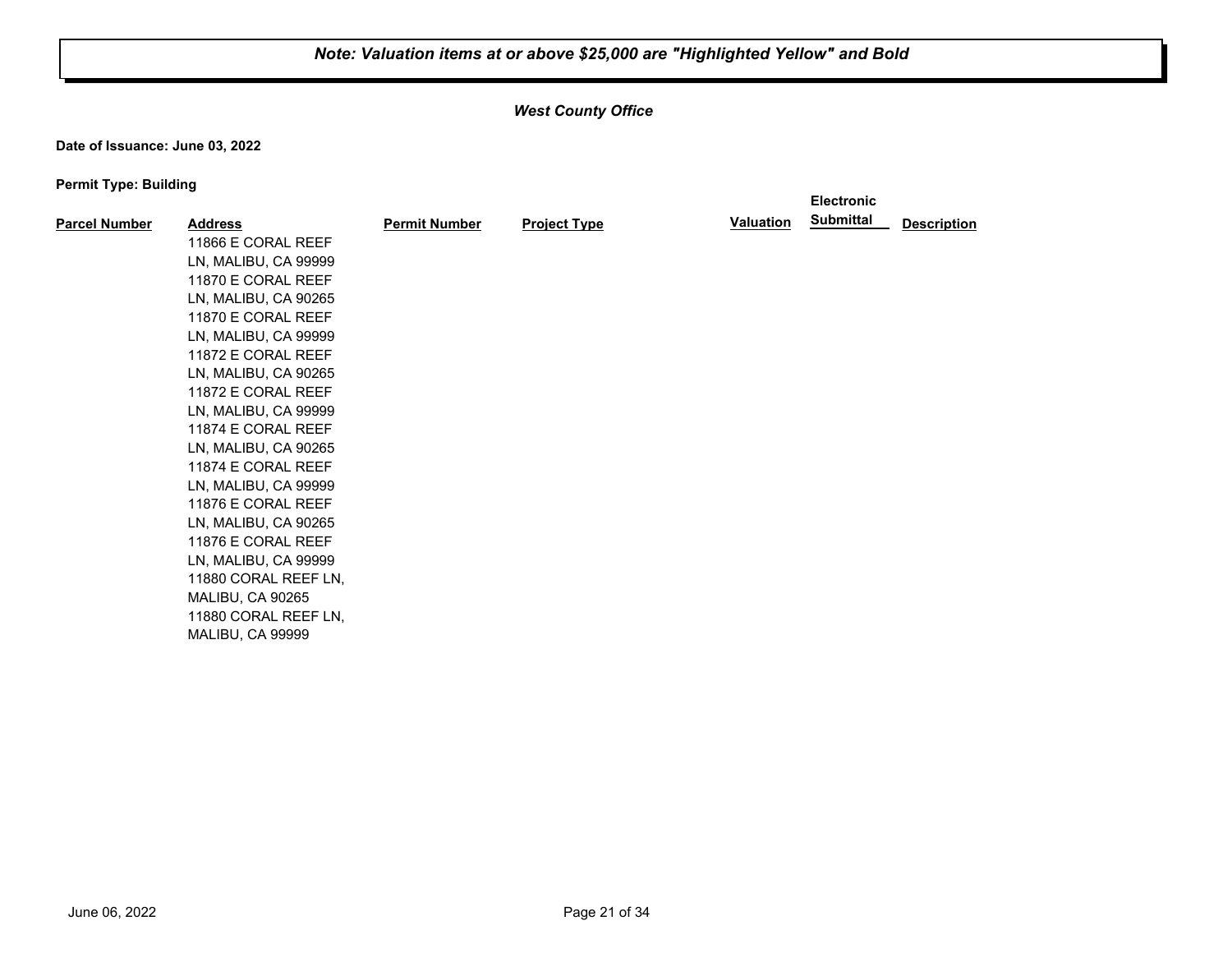*Note: Valuation items at or above $25,000 are "Highlighted Yellow" and Bold*

***West County Office***

**Date of Issuance: June 03, 2022**

**Permit Type: Building**

| Parcel Number | Address | Permit Number | Project Type | Valuation | Electronic Submittal | Description |
|---|---|---|---|---|---|---|
| | 11866 E CORAL REEF LN, MALIBU, CA 99999 | | | | | |
| | 11870 E CORAL REEF LN, MALIBU, CA 90265 | | | | | |
| | 11870 E CORAL REEF LN, MALIBU, CA 99999 | | | | | |
| | 11872 E CORAL REEF LN, MALIBU, CA 90265 | | | | | |
| | 11872 E CORAL REEF LN, MALIBU, CA 99999 | | | | | |
| | 11874 E CORAL REEF LN, MALIBU, CA 90265 | | | | | |
| | 11874 E CORAL REEF LN, MALIBU, CA 99999 | | | | | |
| | 11876 E CORAL REEF LN, MALIBU, CA 90265 | | | | | |
| | 11876 E CORAL REEF LN, MALIBU, CA 99999 | | | | | |
| | 11880 CORAL REEF LN, MALIBU, CA 90265 | | | | | |
| | 11880 CORAL REEF LN, MALIBU, CA 99999 | | | | | |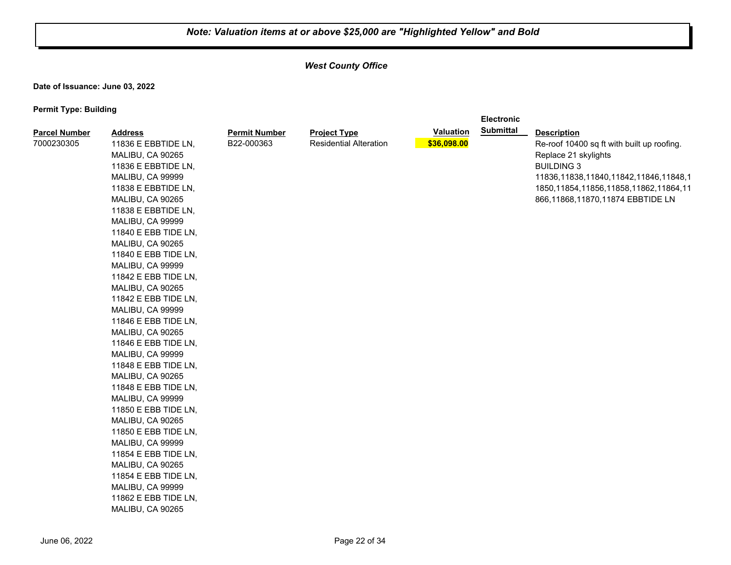***Note: Valuation items at or above $25,000 are "Highlighted Yellow" and Bold***

***West County Office***

**Date of Issuance: June 03, 2022**

**Permit Type: Building**

| Parcel Number | Address | Permit Number | Project Type | Valuation | Electronic Submittal | Description |
|---|---|---|---|---|---|---|
| 7000230305 | 11836 E EBBTIDE LN, MALIBU, CA 90265<br>11836 E EBBTIDE LN, MALIBU, CA 99999<br>11838 E EBBTIDE LN, MALIBU, CA 90265<br>11838 E EBBTIDE LN, MALIBU, CA 99999<br>11840 E EBB TIDE LN, MALIBU, CA 90265<br>11840 E EBB TIDE LN, MALIBU, CA 99999<br>11842 E EBB TIDE LN, MALIBU, CA 90265<br>11842 E EBB TIDE LN, MALIBU, CA 99999<br>11846 E EBB TIDE LN, MALIBU, CA 90265<br>11846 E EBB TIDE LN, MALIBU, CA 99999<br>11848 E EBB TIDE LN, MALIBU, CA 90265<br>11848 E EBB TIDE LN, MALIBU, CA 99999<br>11850 E EBB TIDE LN, MALIBU, CA 90265<br>11850 E EBB TIDE LN, MALIBU, CA 99999<br>11854 E EBB TIDE LN, MALIBU, CA 90265<br>11854 E EBB TIDE LN, MALIBU, CA 99999<br>11862 E EBB TIDE LN, MALIBU, CA 90265 | B22-000363 | Residential Alteration | **$36,098.00** | | Re-roof 10400 sq ft with built up roofing. Replace 21 skylights<br>BUILDING 3<br>11836,11838,11840,11842,11846,11848,11850,11854,11856,11858,11862,11864,11866,11868,11870,11874 EBBTIDE LN |

June 06, 2022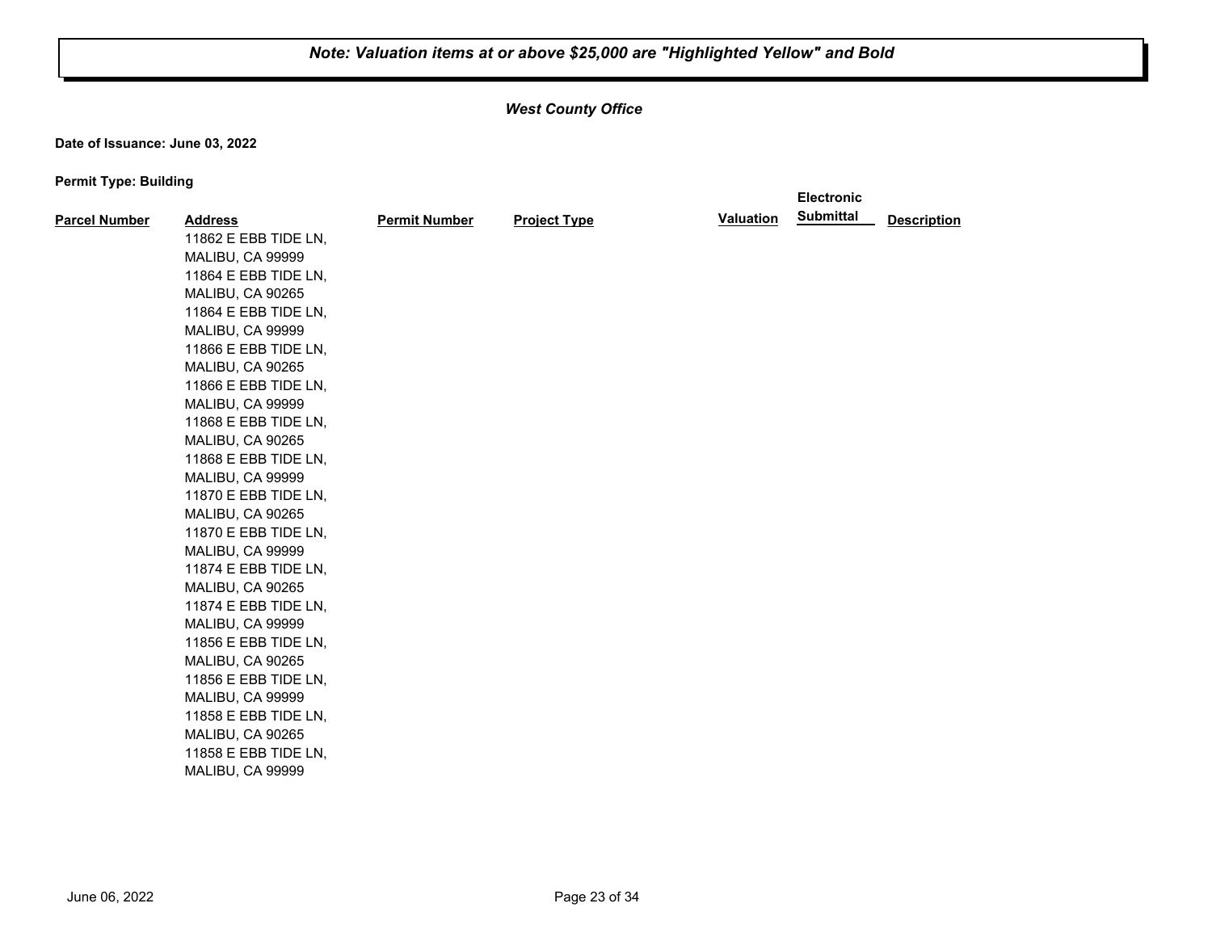*Note: Valuation items at or above $25,000 are "Highlighted Yellow" and Bold*

*West County Office*

**Date of Issuance: June 03, 2022**

**Permit Type: Building**

| Parcel Number | Address | Permit Number | Project Type | Valuation | Electronic Submittal | Description |
|---|---|---|---|---|---|---|
| | 11862 E EBB TIDE LN, MALIBU, CA 99999 | | | | | |
| | 11864 E EBB TIDE LN, MALIBU, CA 90265 | | | | | |
| | 11864 E EBB TIDE LN, MALIBU, CA 99999 | | | | | |
| | 11866 E EBB TIDE LN, MALIBU, CA 90265 | | | | | |
| | 11866 E EBB TIDE LN, MALIBU, CA 99999 | | | | | |
| | 11868 E EBB TIDE LN, MALIBU, CA 90265 | | | | | |
| | 11868 E EBB TIDE LN, MALIBU, CA 99999 | | | | | |
| | 11870 E EBB TIDE LN, MALIBU, CA 90265 | | | | | |
| | 11870 E EBB TIDE LN, MALIBU, CA 99999 | | | | | |
| | 11874 E EBB TIDE LN, MALIBU, CA 90265 | | | | | |
| | 11874 E EBB TIDE LN, MALIBU, CA 99999 | | | | | |
| | 11856 E EBB TIDE LN, MALIBU, CA 90265 | | | | | |
| | 11856 E EBB TIDE LN, MALIBU, CA 99999 | | | | | |
| | 11858 E EBB TIDE LN, MALIBU, CA 90265 | | | | | |
| | 11858 E EBB TIDE LN, MALIBU, CA 99999 | | | | | |

June 06, 2022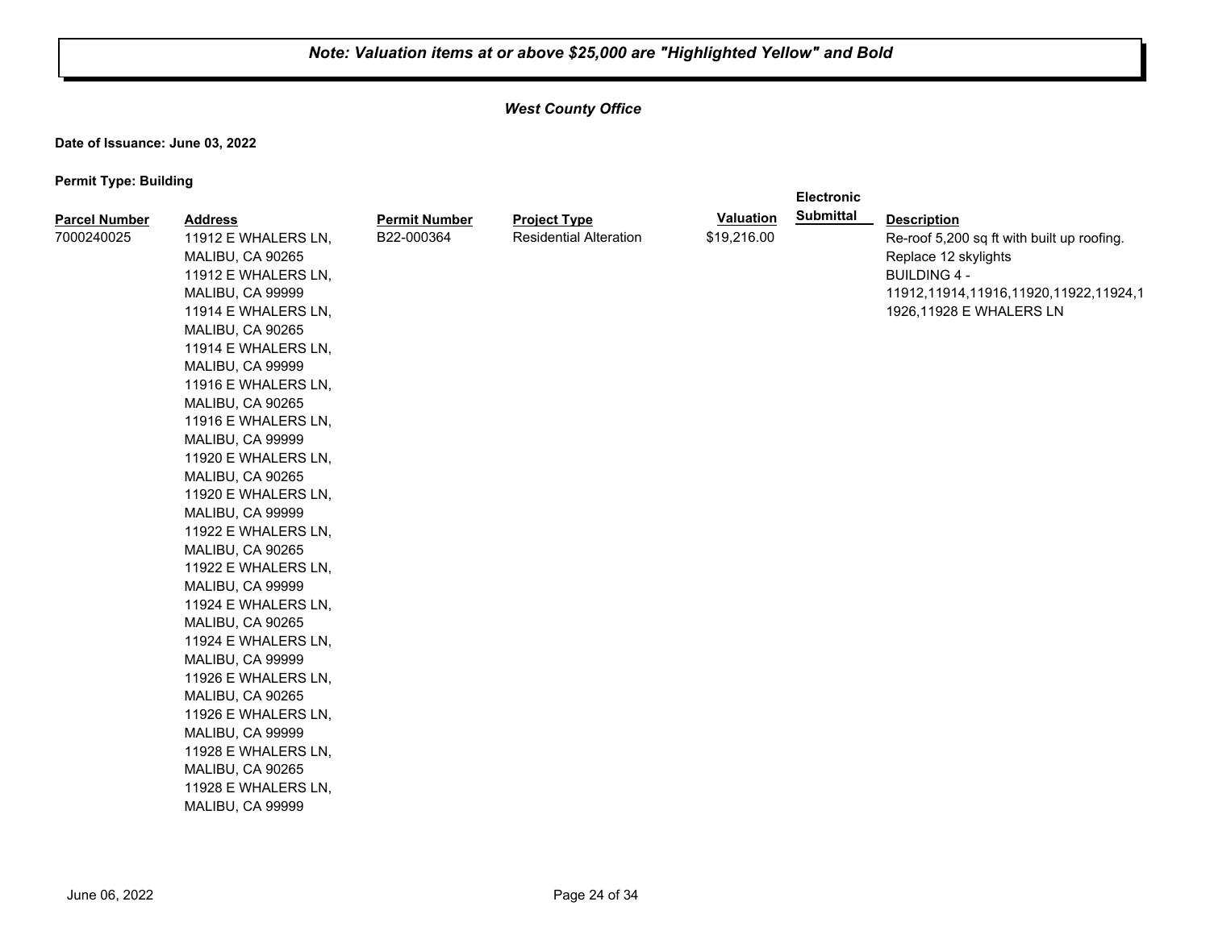**Note: Valuation items at or above $25,000 are "Highlighted Yellow" and Bold**

***West County Office***

**Date of Issuance: June 03, 2022**

**Permit Type: Building**

| Parcel Number | Address | Permit Number | Project Type | Valuation | Electronic Submittal | Description |
|---|---|---|---|---|---|---|
| 7000240025 | 11912 E WHALERS LN, MALIBU, CA 90265<br>11912 E WHALERS LN, MALIBU, CA 99999<br>11914 E WHALERS LN, MALIBU, CA 90265<br>11914 E WHALERS LN, MALIBU, CA 99999<br>11916 E WHALERS LN, MALIBU, CA 90265<br>11916 E WHALERS LN, MALIBU, CA 99999<br>11920 E WHALERS LN, MALIBU, CA 90265<br>11920 E WHALERS LN, MALIBU, CA 99999<br>11922 E WHALERS LN, MALIBU, CA 90265<br>11922 E WHALERS LN, MALIBU, CA 99999<br>11924 E WHALERS LN, MALIBU, CA 90265<br>11924 E WHALERS LN, MALIBU, CA 99999<br>11926 E WHALERS LN, MALIBU, CA 90265<br>11926 E WHALERS LN, MALIBU, CA 99999<br>11928 E WHALERS LN, MALIBU, CA 90265<br>11928 E WHALERS LN, MALIBU, CA 99999 | B22-000364 | Residential Alteration | $19,216.00 | | Re-roof 5,200 sq ft with built up roofing. Replace 12 skylights<br>BUILDING 4 - 11912,11914,11916,11920,11922,11924,11926,11928 E WHALERS LN |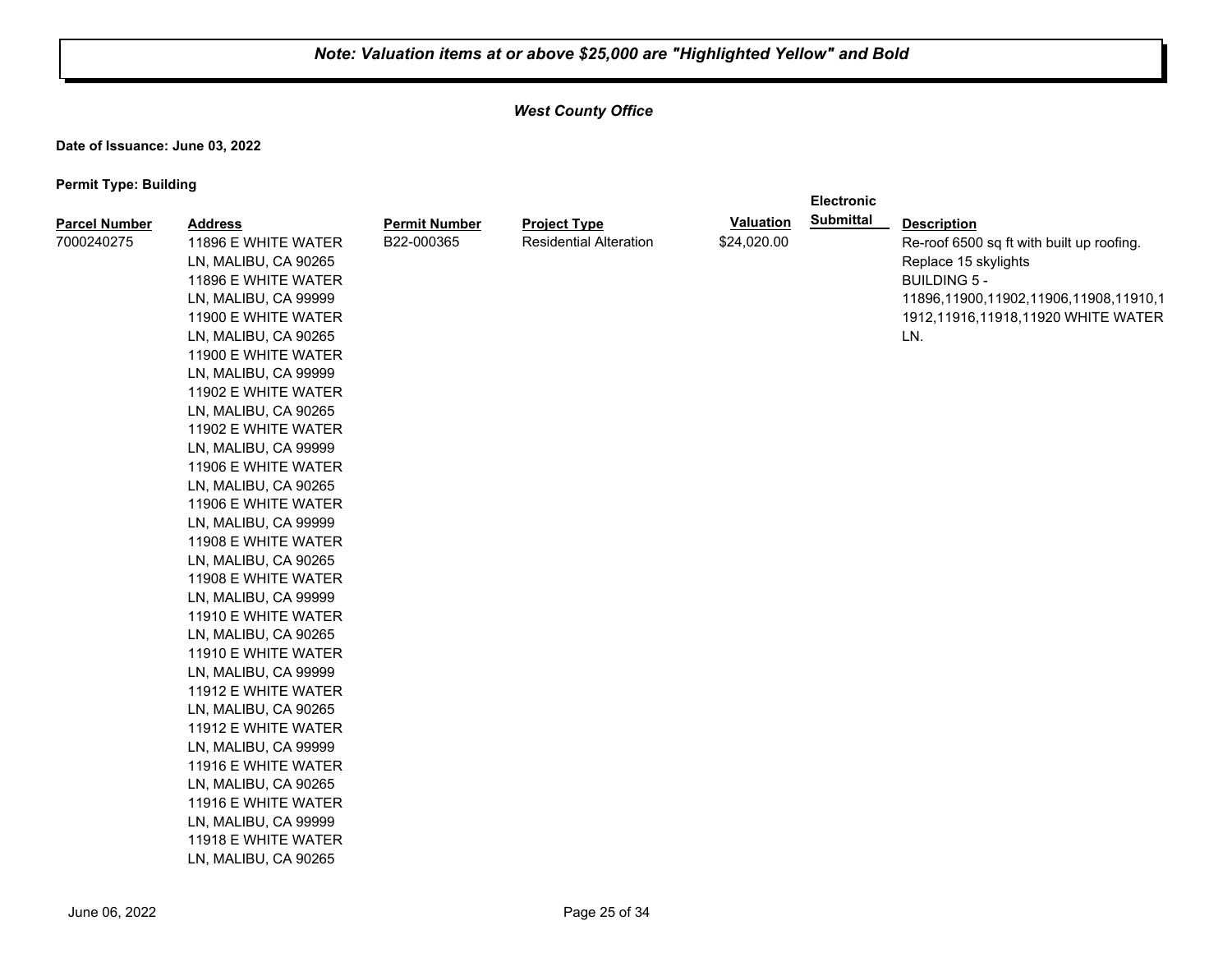**Note: Valuation items at or above $25,000 are "Highlighted Yellow" and Bold**

***West County Office***

**Date of Issuance: June 03, 2022**

**Permit Type: Building**

| Parcel Number | Address | Permit Number | Project Type | Valuation | Electronic Submittal | Description |
|---|---|---|---|---|---|---|
| 7000240275 | 11896 E WHITE WATER LN, MALIBU, CA 90265<br>11896 E WHITE WATER LN, MALIBU, CA 99999<br>11900 E WHITE WATER LN, MALIBU, CA 90265<br>11900 E WHITE WATER LN, MALIBU, CA 99999<br>11902 E WHITE WATER LN, MALIBU, CA 90265<br>11902 E WHITE WATER LN, MALIBU, CA 99999<br>11906 E WHITE WATER LN, MALIBU, CA 90265<br>11906 E WHITE WATER LN, MALIBU, CA 99999<br>11908 E WHITE WATER LN, MALIBU, CA 90265<br>11908 E WHITE WATER LN, MALIBU, CA 99999<br>11910 E WHITE WATER LN, MALIBU, CA 90265<br>11910 E WHITE WATER LN, MALIBU, CA 99999<br>11912 E WHITE WATER LN, MALIBU, CA 90265<br>11912 E WHITE WATER LN, MALIBU, CA 99999<br>11916 E WHITE WATER LN, MALIBU, CA 90265<br>11916 E WHITE WATER LN, MALIBU, CA 99999<br>11918 E WHITE WATER LN, MALIBU, CA 90265 | B22-000365 | Residential Alteration | $24,020.00 | | Re-roof 6500 sq ft with built up roofing. Replace 15 skylights<br>BUILDING 5 - 11896,11900,11902,11906,11908,11910,11912,11916,11918,11920 WHITE WATER LN. |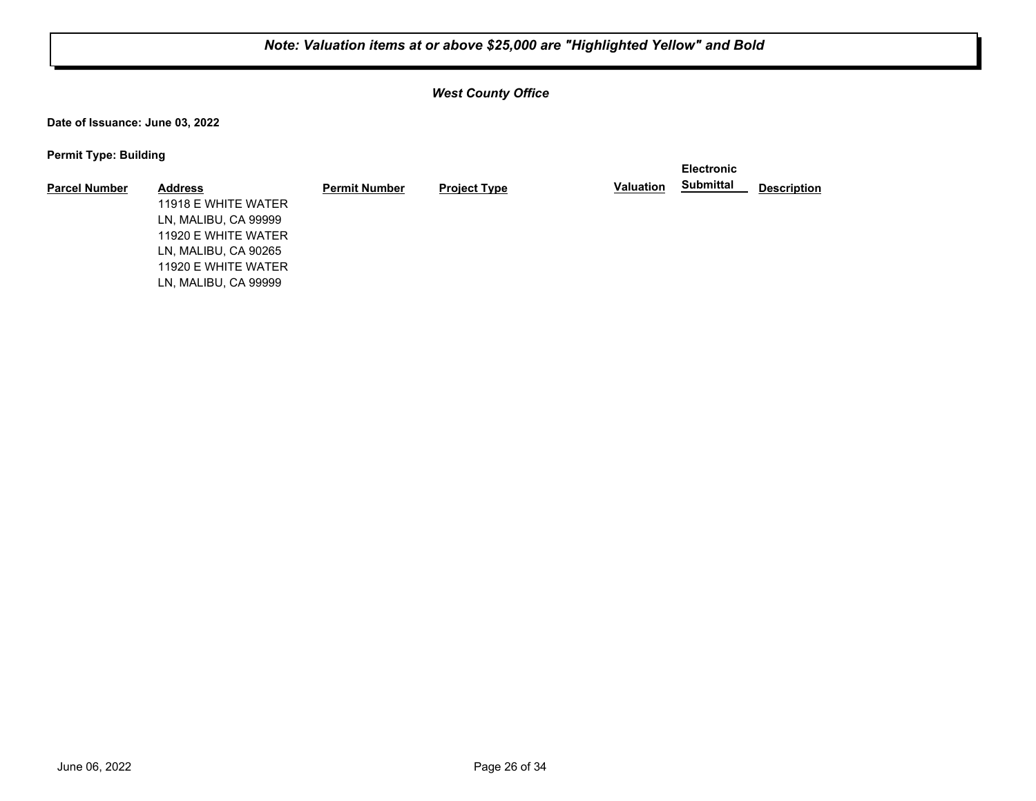***Note: Valuation items at or above $25,000 are "Highlighted Yellow" and Bold***

***West County Office***

**Date of Issuance: June 03, 2022**

**Permit Type: Building**

| Parcel Number | Address | Permit Number | Project Type | Valuation | Electronic Submittal | Description |
|---|---|---|---|---|---|---|
| | 11918 E WHITE WATER LN, MALIBU, CA 99999 | | | | | |
| | 11920 E WHITE WATER LN, MALIBU, CA 90265 | | | | | |
| | 11920 E WHITE WATER LN, MALIBU, CA 99999 | | | | | |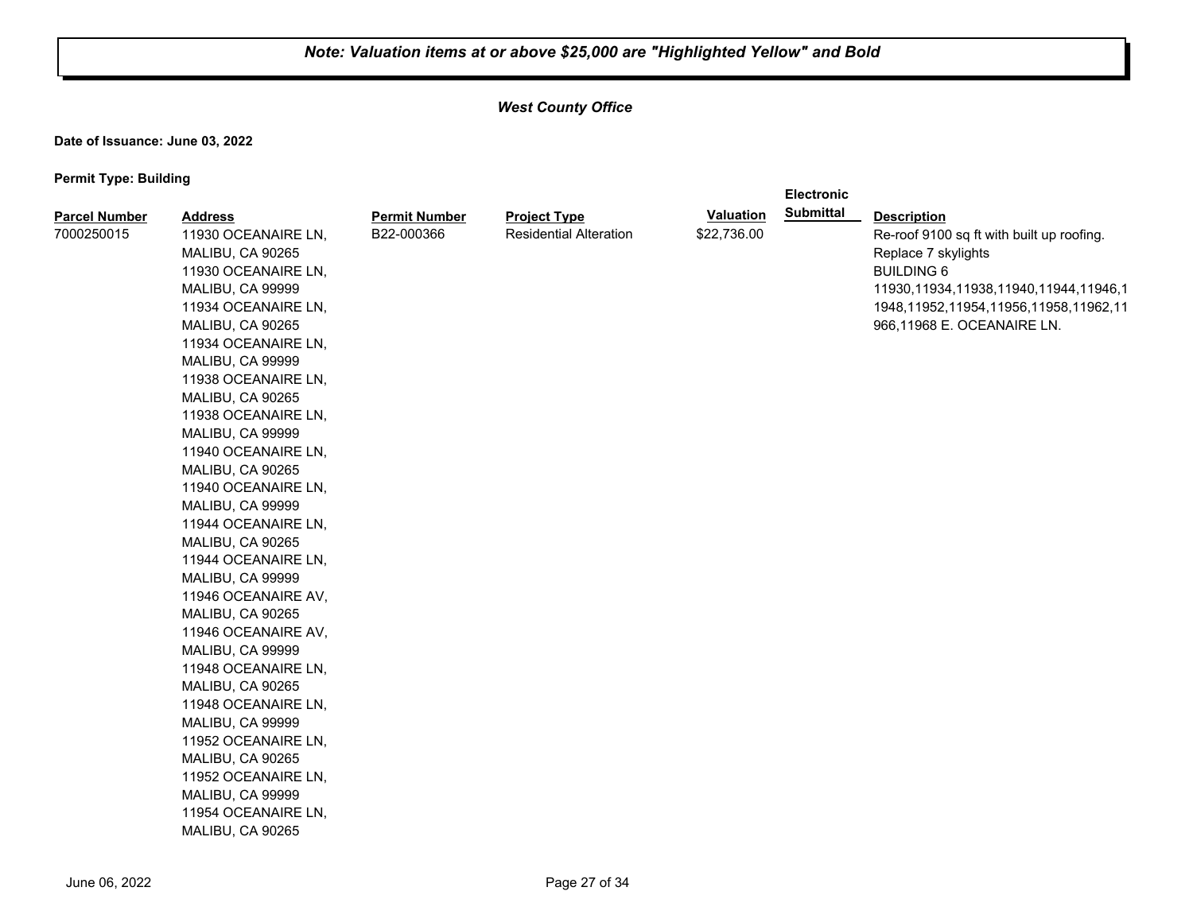***Note: Valuation items at or above $25,000 are "Highlighted Yellow" and Bold***

***West County Office***

**Date of Issuance: June 03, 2022**

**Permit Type: Building**

| Parcel Number | Address | Permit Number | Project Type | Valuation | Electronic Submittal | Description |
|---|---|---|---|---|---|---|
| 7000250015 | 11930 OCEANAIRE LN, MALIBU, CA 90265<br>11930 OCEANAIRE LN, MALIBU, CA 99999<br>11934 OCEANAIRE LN, MALIBU, CA 90265<br>11934 OCEANAIRE LN, MALIBU, CA 99999<br>11938 OCEANAIRE LN, MALIBU, CA 90265<br>11938 OCEANAIRE LN, MALIBU, CA 99999<br>11940 OCEANAIRE LN, MALIBU, CA 90265<br>11940 OCEANAIRE LN, MALIBU, CA 99999<br>11944 OCEANAIRE LN, MALIBU, CA 90265<br>11944 OCEANAIRE LN, MALIBU, CA 99999<br>11946 OCEANAIRE AV, MALIBU, CA 90265<br>11946 OCEANAIRE AV, MALIBU, CA 99999<br>11948 OCEANAIRE LN, MALIBU, CA 90265<br>11948 OCEANAIRE LN, MALIBU, CA 99999<br>11952 OCEANAIRE LN, MALIBU, CA 90265<br>11952 OCEANAIRE LN, MALIBU, CA 99999<br>11954 OCEANAIRE LN, MALIBU, CA 90265 | B22-000366 | Residential Alteration | $22,736.00 | | Re-roof 9100 sq ft with built up roofing. Replace 7 skylights<br>BUILDING 6<br>11930,11934,11938,11940,11944,11946,11948,11952,11954,11956,11958,11962,11966,11968 E. OCEANAIRE LN. |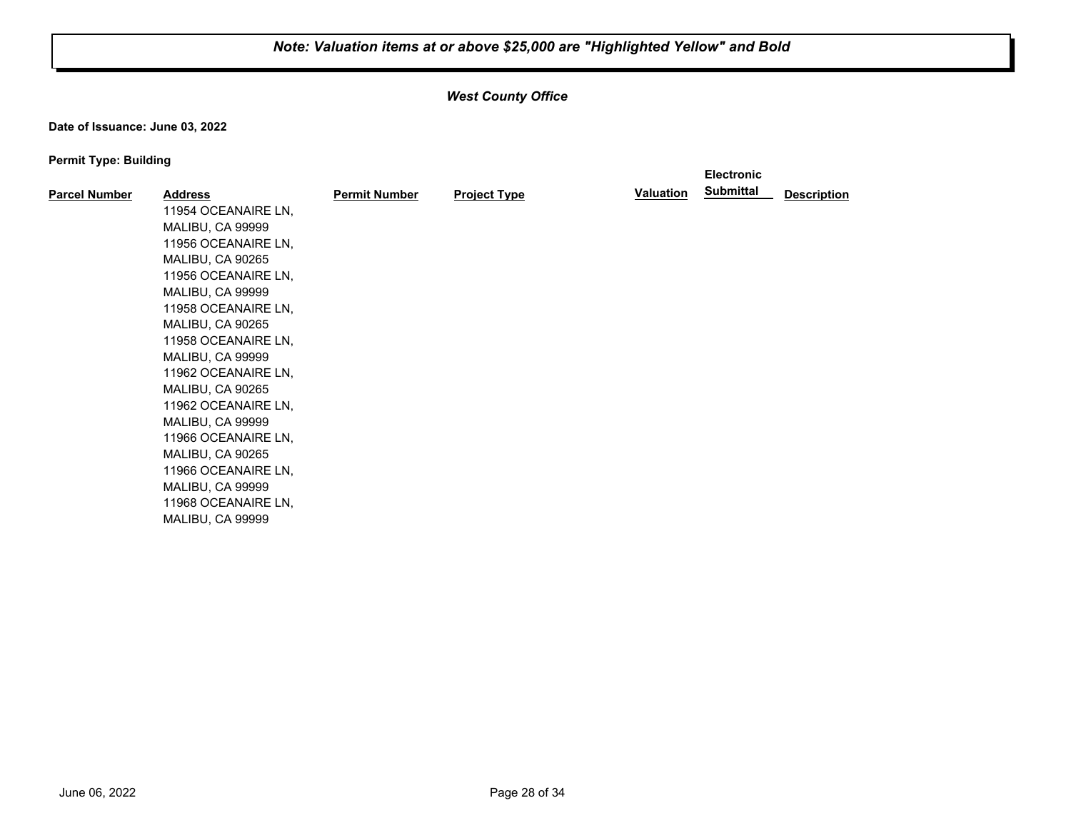*Note: Valuation items at or above $25,000 are "Highlighted Yellow" and Bold*

*West County Office*

**Date of Issuance: June 03, 2022**

**Permit Type: Building**

| Parcel Number | Address | Permit Number | Project Type | Valuation | Electronic Submittal | Description |
|---|---|---|---|---|---|---|
| | 11954 OCEANAIRE LN, MALIBU, CA 99999 | | | | | |
| | 11956 OCEANAIRE LN, MALIBU, CA 90265 | | | | | |
| | 11956 OCEANAIRE LN, MALIBU, CA 99999 | | | | | |
| | 11958 OCEANAIRE LN, MALIBU, CA 90265 | | | | | |
| | 11958 OCEANAIRE LN, MALIBU, CA 99999 | | | | | |
| | 11962 OCEANAIRE LN, MALIBU, CA 90265 | | | | | |
| | 11962 OCEANAIRE LN, MALIBU, CA 99999 | | | | | |
| | 11966 OCEANAIRE LN, MALIBU, CA 90265 | | | | | |
| | 11966 OCEANAIRE LN, MALIBU, CA 99999 | | | | | |
| | 11968 OCEANAIRE LN, MALIBU, CA 99999 | | | | | |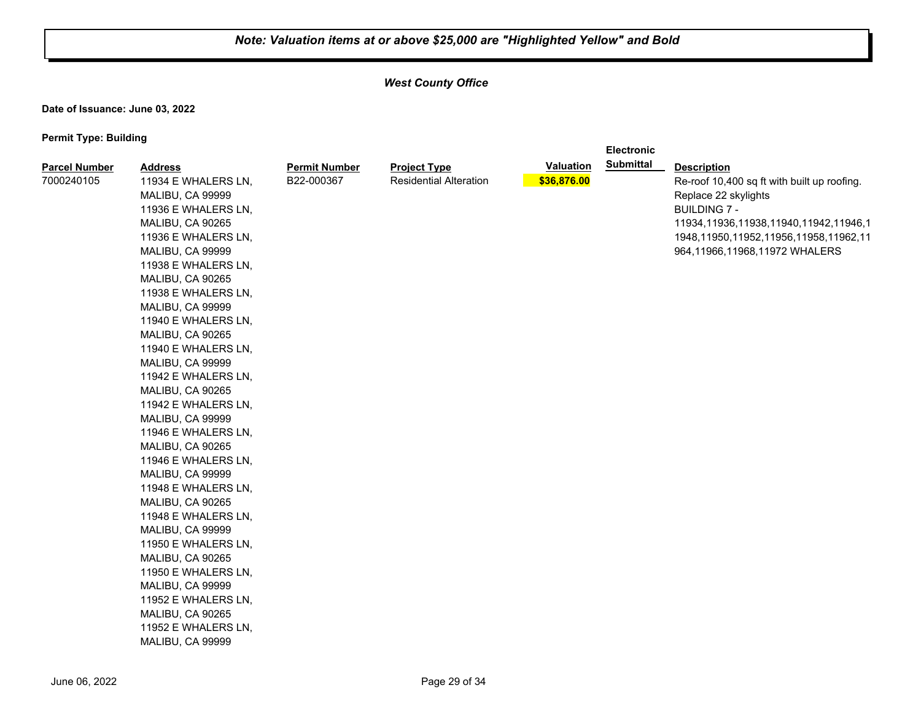***Note: Valuation items at or above $25,000 are "Highlighted Yellow" and Bold***

***West County Office***

**Date of Issuance: June 03, 2022**

**Permit Type: Building**

| Parcel Number | Address | Permit Number | Project Type | Valuation | Electronic Submittal | Description |
|---|---|---|---|---|---|---|
| 7000240105 | 11934 E WHALERS LN, MALIBU, CA 99999<br>11936 E WHALERS LN, MALIBU, CA 90265<br>11936 E WHALERS LN, MALIBU, CA 99999<br>11938 E WHALERS LN, MALIBU, CA 90265<br>11938 E WHALERS LN, MALIBU, CA 99999<br>11940 E WHALERS LN, MALIBU, CA 90265<br>11940 E WHALERS LN, MALIBU, CA 99999<br>11942 E WHALERS LN, MALIBU, CA 90265<br>11942 E WHALERS LN, MALIBU, CA 99999<br>11946 E WHALERS LN, MALIBU, CA 90265<br>11946 E WHALERS LN, MALIBU, CA 99999<br>11948 E WHALERS LN, MALIBU, CA 90265<br>11948 E WHALERS LN, MALIBU, CA 99999<br>11950 E WHALERS LN, MALIBU, CA 90265<br>11950 E WHALERS LN, MALIBU, CA 99999<br>11952 E WHALERS LN, MALIBU, CA 90265<br>11952 E WHALERS LN, MALIBU, CA 99999 | B22-000367 | Residential Alteration | **$36,876.00** | | Re-roof 10,400 sq ft with built up roofing. Replace 22 skylights<br>BUILDING 7 - 11934,11936,11938,11940,11942,11946,11948,11950,11952,11956,11958,11962,11964,11966,11968,11972 WHALERS |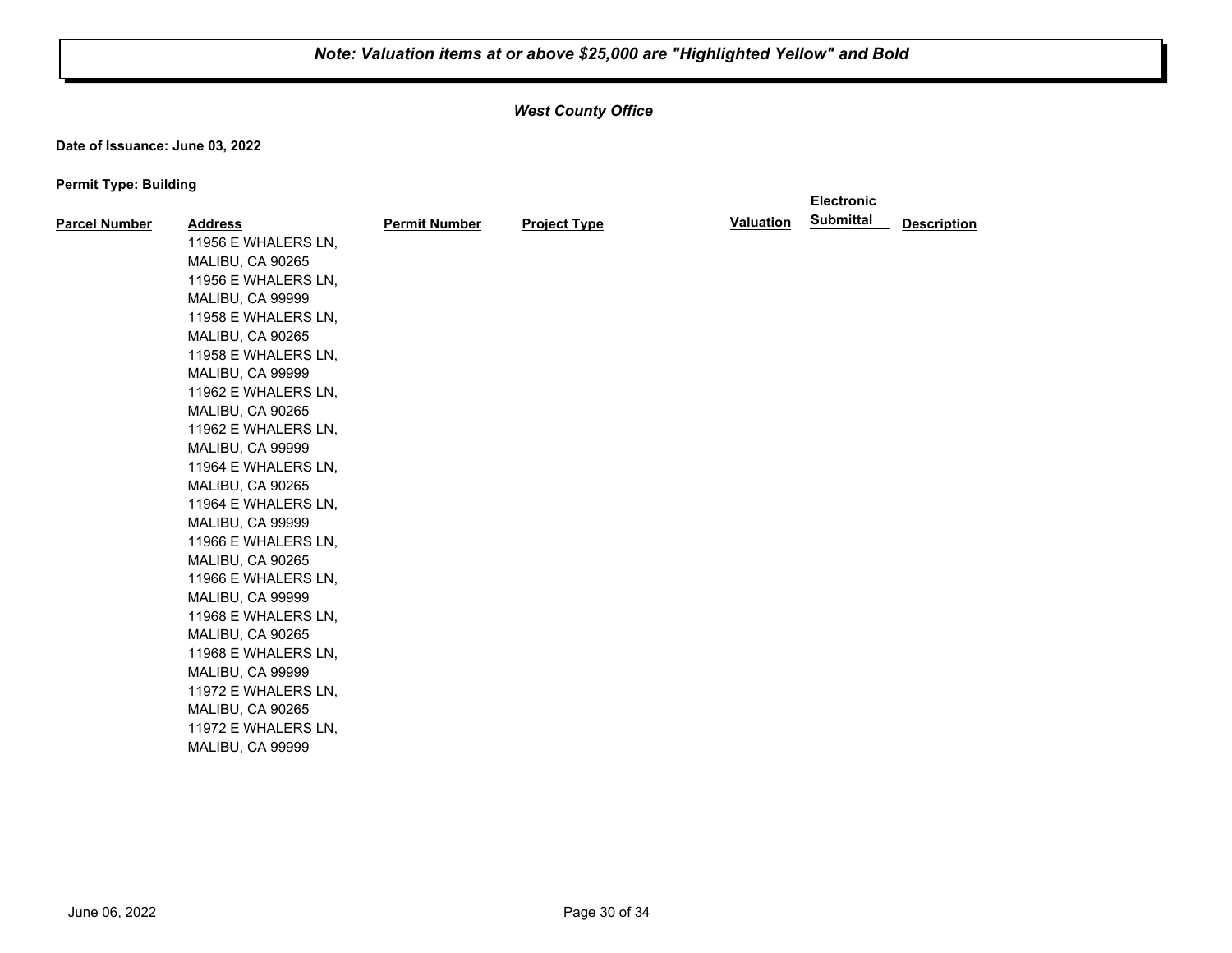**_Note: Valuation items at or above $25,000 are "Highlighted Yellow" and Bold_**

***West County Office***

**Date of Issuance: June 03, 2022**

**Permit Type: Building**

| Parcel Number | Address | Permit Number | Project Type | Valuation | Electronic Submittal | Description |
|---|---|---|---|---|---|---|
| | 11956 E WHALERS LN, MALIBU, CA 90265 | | | | | |
| | 11956 E WHALERS LN, MALIBU, CA 99999 | | | | | |
| | 11958 E WHALERS LN, MALIBU, CA 90265 | | | | | |
| | 11958 E WHALERS LN, MALIBU, CA 99999 | | | | | |
| | 11962 E WHALERS LN, MALIBU, CA 90265 | | | | | |
| | 11962 E WHALERS LN, MALIBU, CA 99999 | | | | | |
| | 11964 E WHALERS LN, MALIBU, CA 90265 | | | | | |
| | 11964 E WHALERS LN, MALIBU, CA 99999 | | | | | |
| | 11966 E WHALERS LN, MALIBU, CA 90265 | | | | | |
| | 11966 E WHALERS LN, MALIBU, CA 99999 | | | | | |
| | 11968 E WHALERS LN, MALIBU, CA 90265 | | | | | |
| | 11968 E WHALERS LN, MALIBU, CA 99999 | | | | | |
| | 11972 E WHALERS LN, MALIBU, CA 90265 | | | | | |
| | 11972 E WHALERS LN, MALIBU, CA 99999 | | | | | |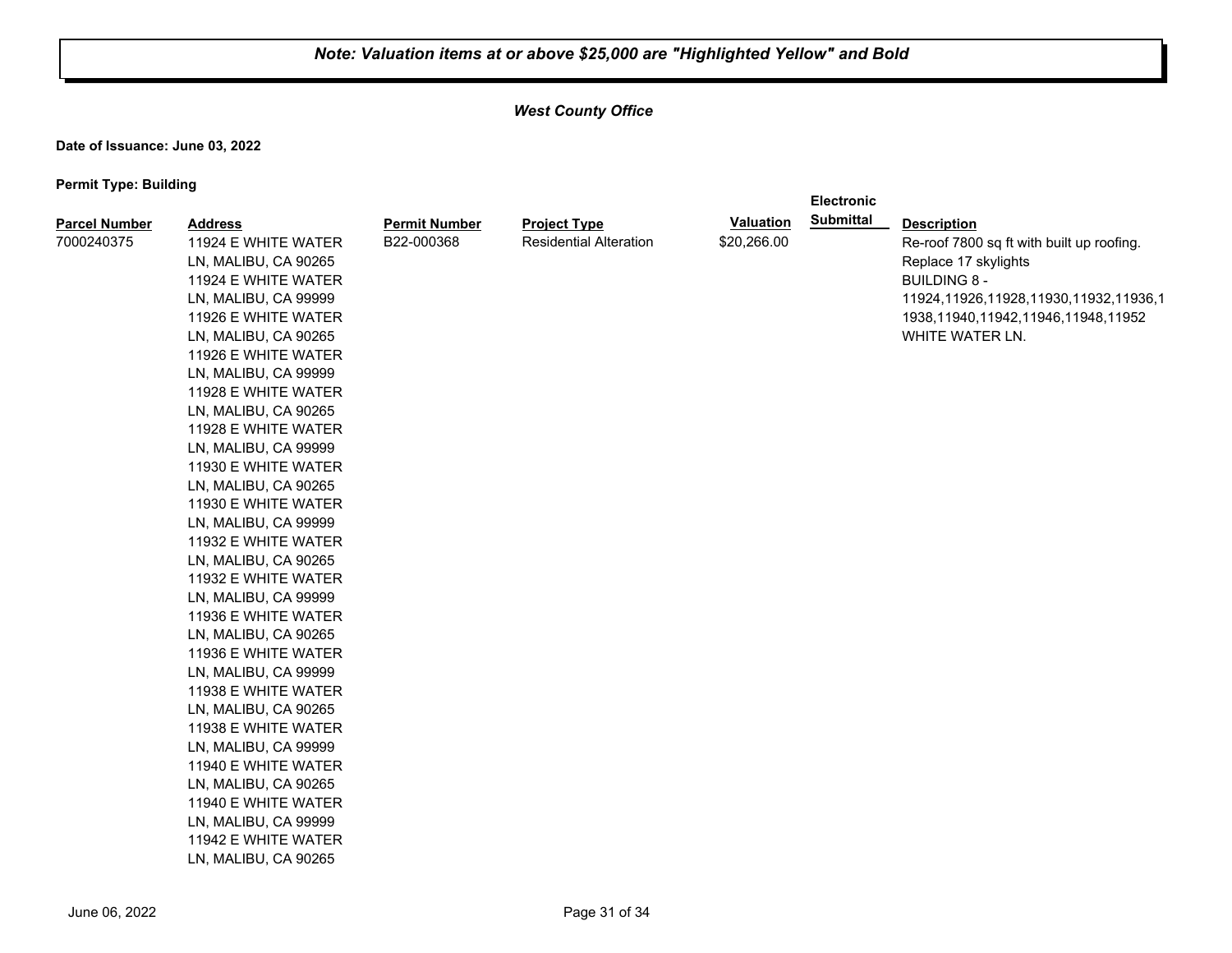**Note: Valuation items at or above $25,000 are "Highlighted Yellow" and Bold**

***West County Office***

**Date of Issuance: June 03, 2022**

**Permit Type: Building**

| Parcel Number | Address | Permit Number | Project Type | Valuation | Electronic Submittal | Description |
|---|---|---|---|---|---|---|
| 7000240375 | 11924 E WHITE WATER LN, MALIBU, CA 90265<br>11924 E WHITE WATER LN, MALIBU, CA 99999<br>11926 E WHITE WATER LN, MALIBU, CA 90265<br>11926 E WHITE WATER LN, MALIBU, CA 99999<br>11928 E WHITE WATER LN, MALIBU, CA 90265<br>11928 E WHITE WATER LN, MALIBU, CA 99999<br>11930 E WHITE WATER LN, MALIBU, CA 90265<br>11930 E WHITE WATER LN, MALIBU, CA 99999<br>11932 E WHITE WATER LN, MALIBU, CA 90265<br>11932 E WHITE WATER LN, MALIBU, CA 99999<br>11936 E WHITE WATER LN, MALIBU, CA 90265<br>11936 E WHITE WATER LN, MALIBU, CA 99999<br>11938 E WHITE WATER LN, MALIBU, CA 90265<br>11938 E WHITE WATER LN, MALIBU, CA 99999<br>11940 E WHITE WATER LN, MALIBU, CA 90265<br>11940 E WHITE WATER LN, MALIBU, CA 99999<br>11942 E WHITE WATER LN, MALIBU, CA 90265 | B22-000368 | Residential Alteration | $20,266.00 | | Re-roof 7800 sq ft with built up roofing. Replace 17 skylights BUILDING 8 - 11924,11926,11928,11930,11932,11936,11938,11940,11942,11946,11948,11952 WHITE WATER LN. |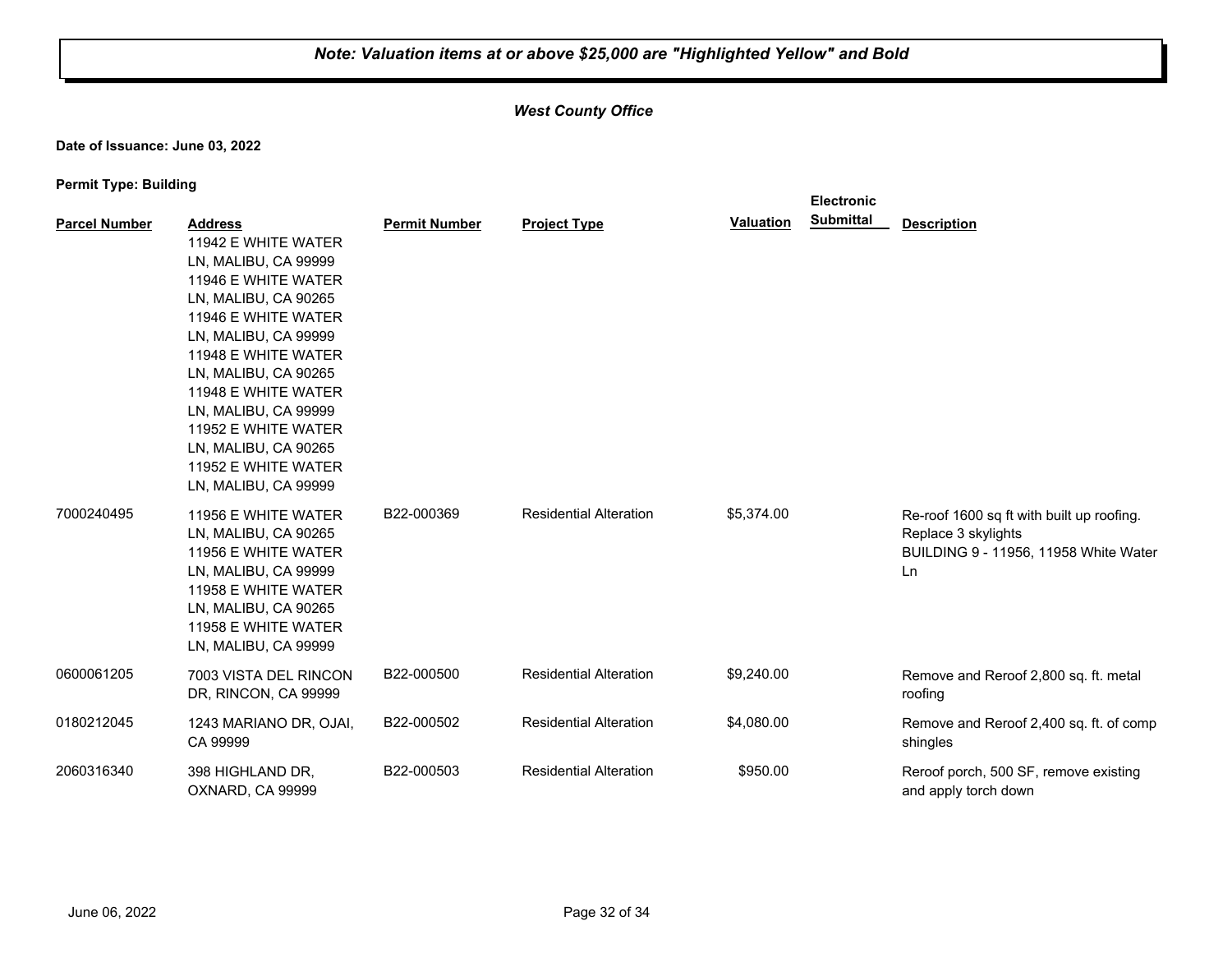***Note: Valuation items at or above $25,000 are "Highlighted Yellow" and Bold***

***West County Office***

**Date of Issuance: June 03, 2022**

**Permit Type: Building**

| Parcel Number | Address | Permit Number | Project Type | Valuation | Electronic Submittal | Description |
|---|---|---|---|---|---|---|
| | 11942 E WHITE WATER LN, MALIBU, CA 99999<br>11946 E WHITE WATER LN, MALIBU, CA 90265<br>11946 E WHITE WATER LN, MALIBU, CA 99999<br>11948 E WHITE WATER LN, MALIBU, CA 90265<br>11948 E WHITE WATER LN, MALIBU, CA 99999<br>11952 E WHITE WATER LN, MALIBU, CA 90265<br>11952 E WHITE WATER LN, MALIBU, CA 99999 | | | | | |
| 7000240495 | 11956 E WHITE WATER LN, MALIBU, CA 90265<br>11956 E WHITE WATER LN, MALIBU, CA 99999<br>11958 E WHITE WATER LN, MALIBU, CA 90265<br>11958 E WHITE WATER LN, MALIBU, CA 99999 | B22-000369 | Residential Alteration | $5,374.00 | | Re-roof 1600 sq ft with built up roofing. Replace 3 skylights<br>BUILDING 9 - 11956, 11958 White Water Ln |
| 0600061205 | 7003 VISTA DEL RINCON DR, RINCON, CA 99999 | B22-000500 | Residential Alteration | $9,240.00 | | Remove and Reroof 2,800 sq. ft. metal roofing |
| 0180212045 | 1243 MARIANO DR, OJAI, CA 99999 | B22-000502 | Residential Alteration | $4,080.00 | | Remove and Reroof 2,400 sq. ft. of comp shingles |
| 2060316340 | 398 HIGHLAND DR, OXNARD, CA 99999 | B22-000503 | Residential Alteration | $950.00 | | Reroof porch, 500 SF, remove existing and apply torch down |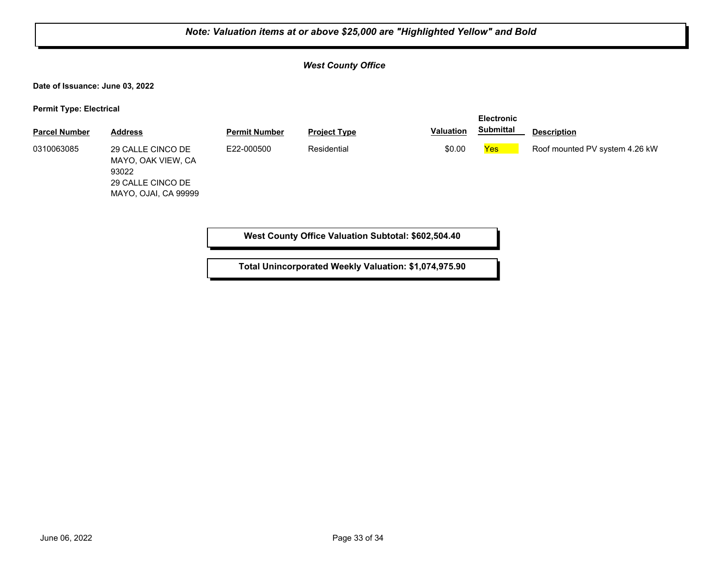***Note: Valuation items at or above $25,000 are "Highlighted Yellow" and Bold***

***West County Office***

**Date of Issuance: June 03, 2022**

**Permit Type: Electrical**

| Parcel Number | Address | Permit Number | Project Type | Valuation | Electronic Submittal | Description |
|---|---|---|---|---|---|---|
| 0310063085 | 29 CALLE CINCO DE MAYO, OAK VIEW, CA 93022<br>29 CALLE CINCO DE MAYO, OJAI, CA 99999 | E22-000500 | Residential | $0.00 | Yes | Roof mounted PV system 4.26 kW |

**West County Office Valuation Subtotal: $602,504.40**

**Total Unincorporated Weekly Valuation: $1,074,975.90**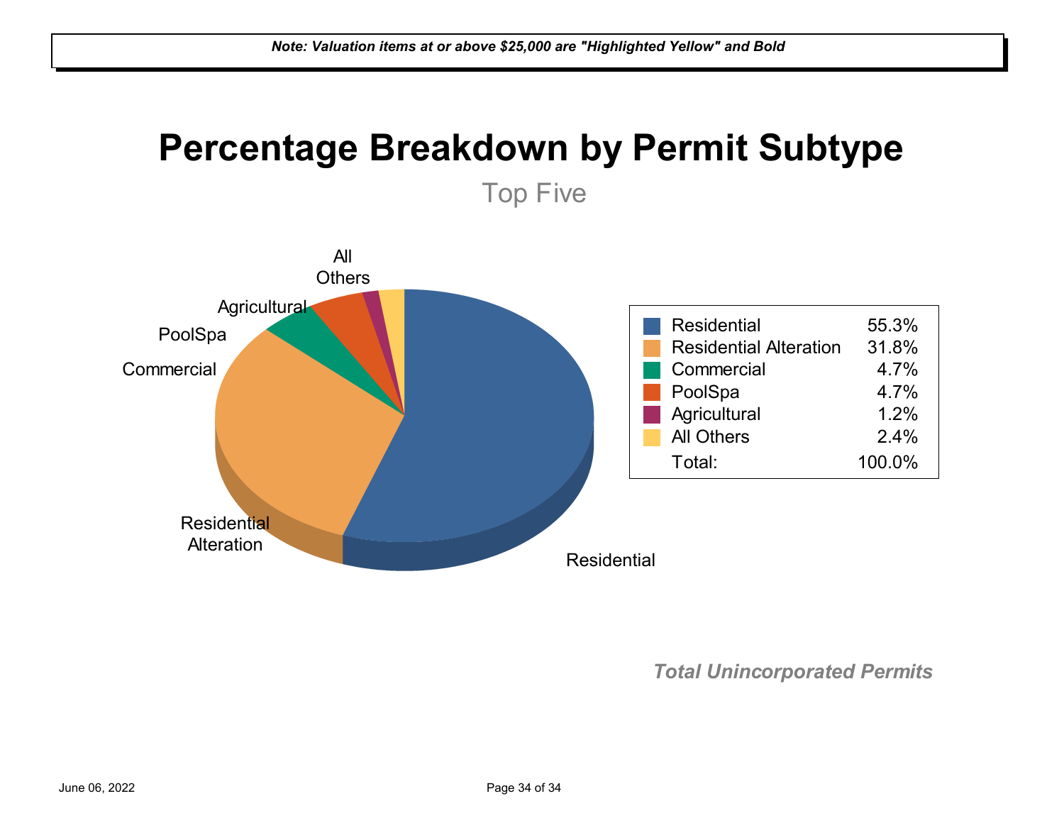**Note: Valuation items at or above $25,000 are "Highlighted Yellow" and Bold**

# Percentage Breakdown by Permit Subtype

Top Five

All Others
Agricultural
PoolSpa
Commercial
Residential Alteration
Residential

Residential 55.3%
Residential Alteration 31.8%
Commercial 4.7%
PoolSpa 4.7%
Agricultural 1.2%
All Others 2.4%
Total: 100.0%

***Total Unincorporated Permits***

June 06, 2022